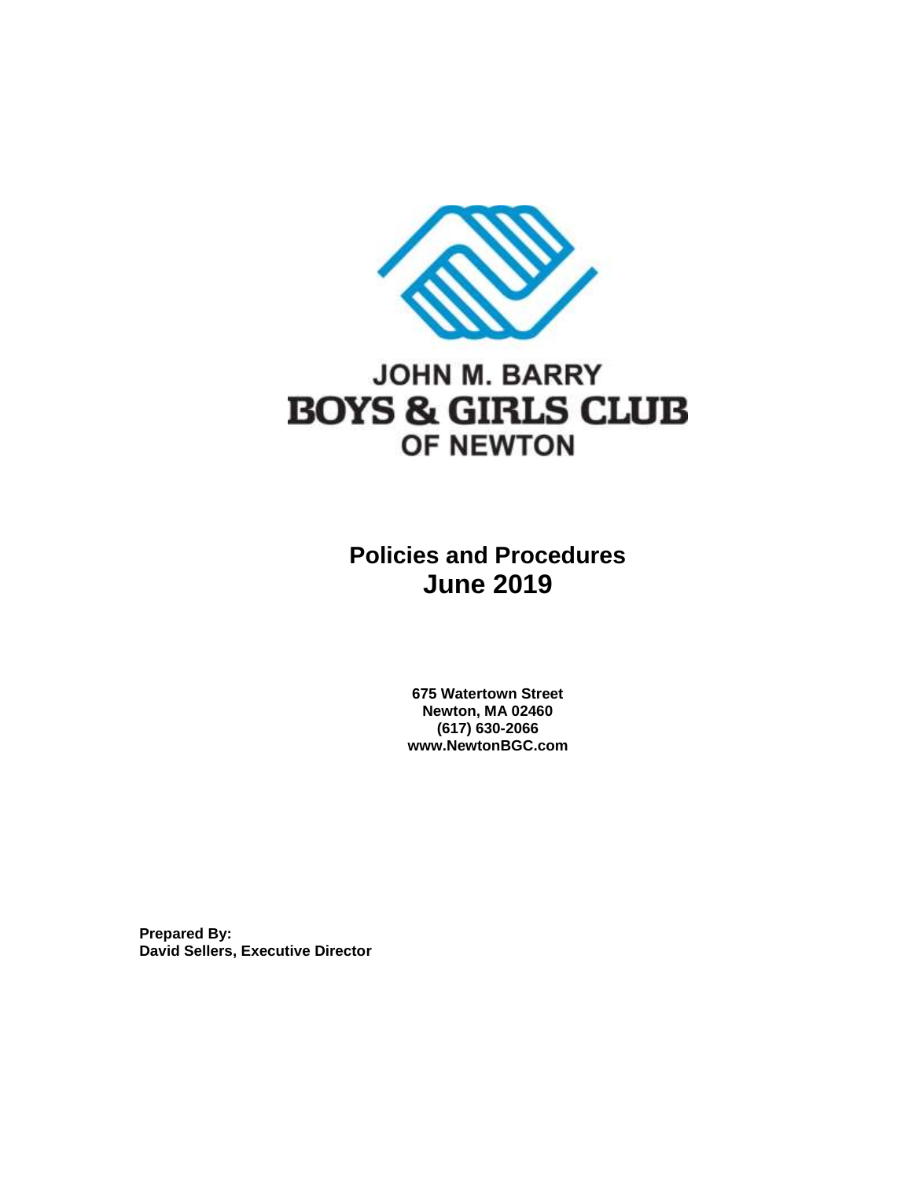# JOHN M. BARRY BOYS & GIRLS CLUB OF NEWTON

## Policies and Procedures
## June 2019

**675 Watertown Street**
**Newton, MA 02460**
**(617) 630-2066**
**www.NewtonBGC.com**

**Prepared By:**
**David Sellers, Executive Director**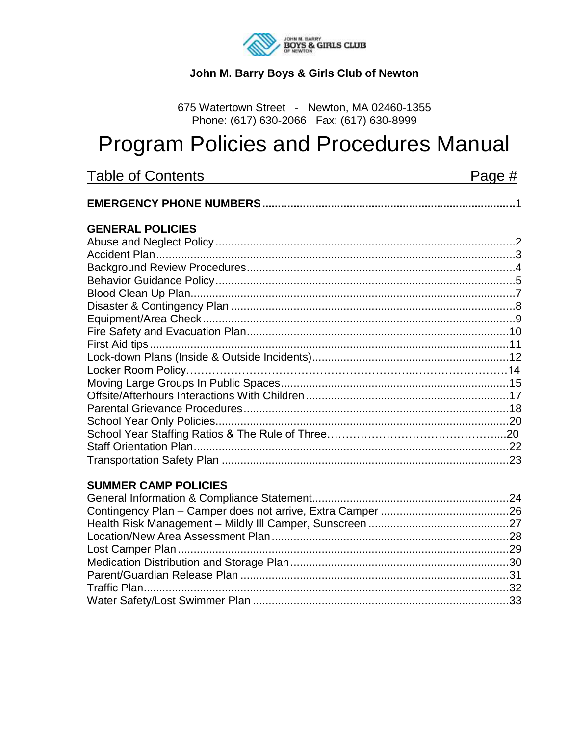**John M. Barry Boys & Girls Club of Newton**

675 Watertown Street - Newton, MA 02460-1355
Phone: (617) 630-2066 Fax: (617) 630-8999

# Program Policies and Procedures Manual

## Table of Contents

| | Page # |
|---|---|
| **EMERGENCY PHONE NUMBERS** | 1 |
| **GENERAL POLICIES** | |
| Abuse and Neglect Policy | 2 |
| Accident Plan | 3 |
| Background Review Procedures | 4 |
| Behavior Guidance Policy | 5 |
| Blood Clean Up Plan | 7 |
| Disaster & Contingency Plan | 8 |
| Equipment/Area Check | 9 |
| Fire Safety and Evacuation Plan | 10 |
| First Aid tips | 11 |
| Lock-down Plans (Inside & Outside Incidents) | 12 |
| Locker Room Policy | 14 |
| Moving Large Groups In Public Spaces | 15 |
| Offsite/Afterhours Interactions With Children | 17 |
| Parental Grievance Procedures | 18 |
| School Year Only Policies | 20 |
| School Year Staffing Ratios & The Rule of Three | 20 |
| Staff Orientation Plan | 22 |
| Transportation Safety Plan | 23 |
| **SUMMER CAMP POLICIES** | |
| General Information & Compliance Statement | 24 |
| Contingency Plan – Camper does not arrive, Extra Camper | 26 |
| Health Risk Management – Mildly Ill Camper, Sunscreen | 27 |
| Location/New Area Assessment Plan | 28 |
| Lost Camper Plan | 29 |
| Medication Distribution and Storage Plan | 30 |
| Parent/Guardian Release Plan | 31 |
| Traffic Plan | 32 |
| Water Safety/Lost Swimmer Plan | 33 |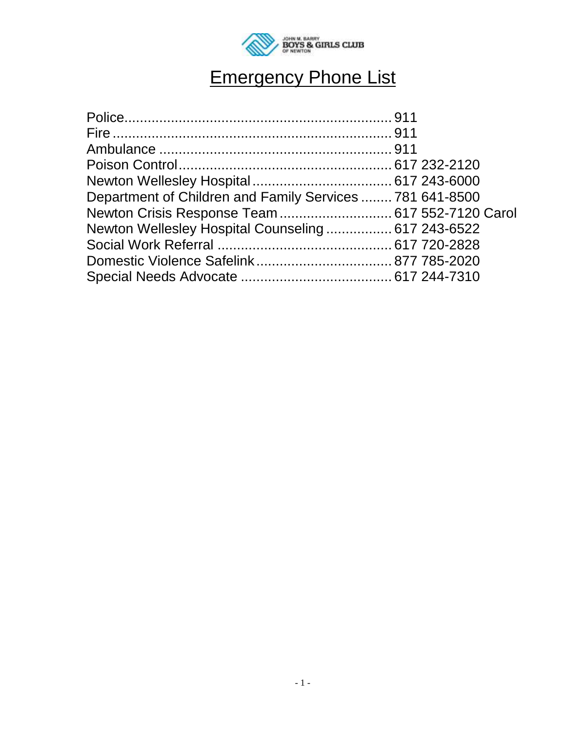JOHN M. BARRY
BOYS & GIRLS CLUB
OF NEWTON

# Emergency Phone List

Police.................................................................... 911
Fire ........................................................................ 911
Ambulance ............................................................ 911
Poison Control....................................................... 617 232-2120
Newton Wellesley Hospital.................................... 617 243-6000
Department of Children and Family Services ........ 781 641-8500
Newton Crisis Response Team ............................. 617 552-7120 Carol
Newton Wellesley Hospital Counseling ................. 617 243-6522
Social Work Referral ............................................. 617 720-2828
Domestic Violence Safelink................................... 877 785-2020
Special Needs Advocate ....................................... 617 244-7310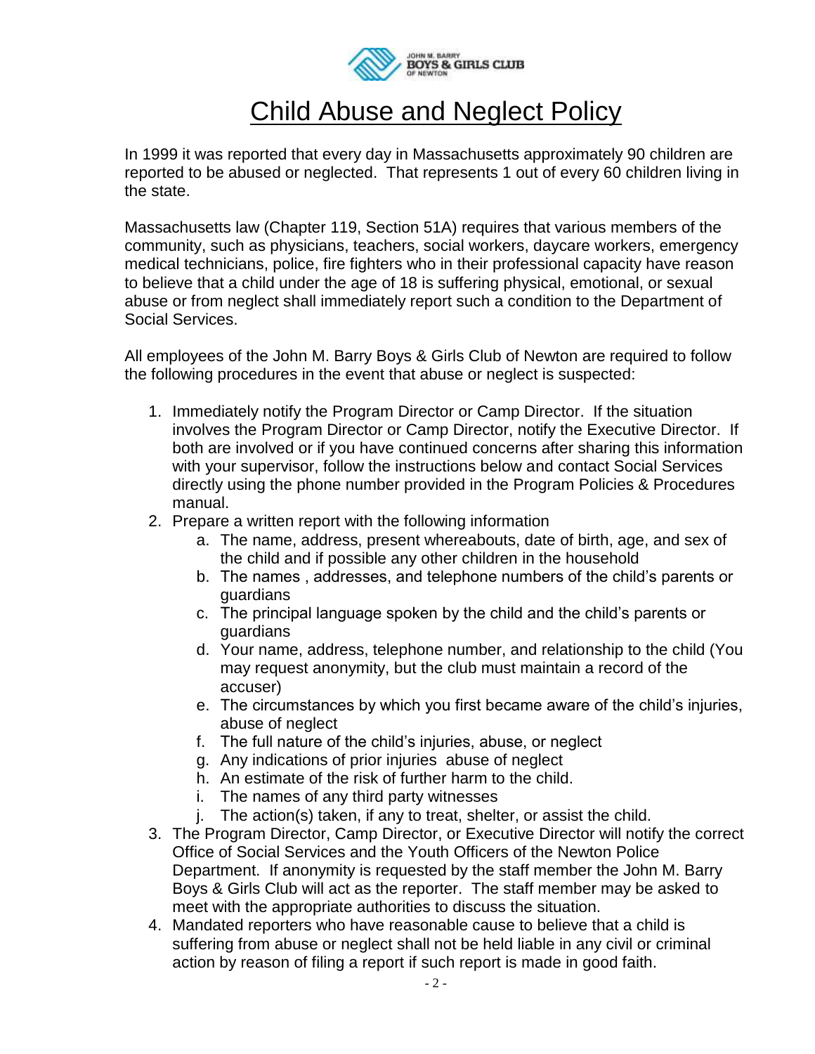# Child Abuse and Neglect Policy

In 1999 it was reported that every day in Massachusetts approximately 90 children are reported to be abused or neglected. That represents 1 out of every 60 children living in the state.

Massachusetts law (Chapter 119, Section 51A) requires that various members of the community, such as physicians, teachers, social workers, daycare workers, emergency medical technicians, police, fire fighters who in their professional capacity have reason to believe that a child under the age of 18 is suffering physical, emotional, or sexual abuse or from neglect shall immediately report such a condition to the Department of Social Services.

All employees of the John M. Barry Boys & Girls Club of Newton are required to follow the following procedures in the event that abuse or neglect is suspected:

1. Immediately notify the Program Director or Camp Director. If the situation involves the Program Director or Camp Director, notify the Executive Director. If both are involved or if you have continued concerns after sharing this information with your supervisor, follow the instructions below and contact Social Services directly using the phone number provided in the Program Policies & Procedures manual.
2. Prepare a written report with the following information
   a. The name, address, present whereabouts, date of birth, age, and sex of the child and if possible any other children in the household
   b. The names , addresses, and telephone numbers of the child's parents or guardians
   c. The principal language spoken by the child and the child's parents or guardians
   d. Your name, address, telephone number, and relationship to the child (You may request anonymity, but the club must maintain a record of the accuser)
   e. The circumstances by which you first became aware of the child's injuries, abuse of neglect
   f. The full nature of the child's injuries, abuse, or neglect
   g. Any indications of prior injuries abuse of neglect
   h. An estimate of the risk of further harm to the child.
   i. The names of any third party witnesses
   j. The action(s) taken, if any to treat, shelter, or assist the child.
3. The Program Director, Camp Director, or Executive Director will notify the correct Office of Social Services and the Youth Officers of the Newton Police Department. If anonymity is requested by the staff member the John M. Barry Boys & Girls Club will act as the reporter. The staff member may be asked to meet with the appropriate authorities to discuss the situation.
4. Mandated reporters who have reasonable cause to believe that a child is suffering from abuse or neglect shall not be held liable in any civil or criminal action by reason of filing a report if such report is made in good faith.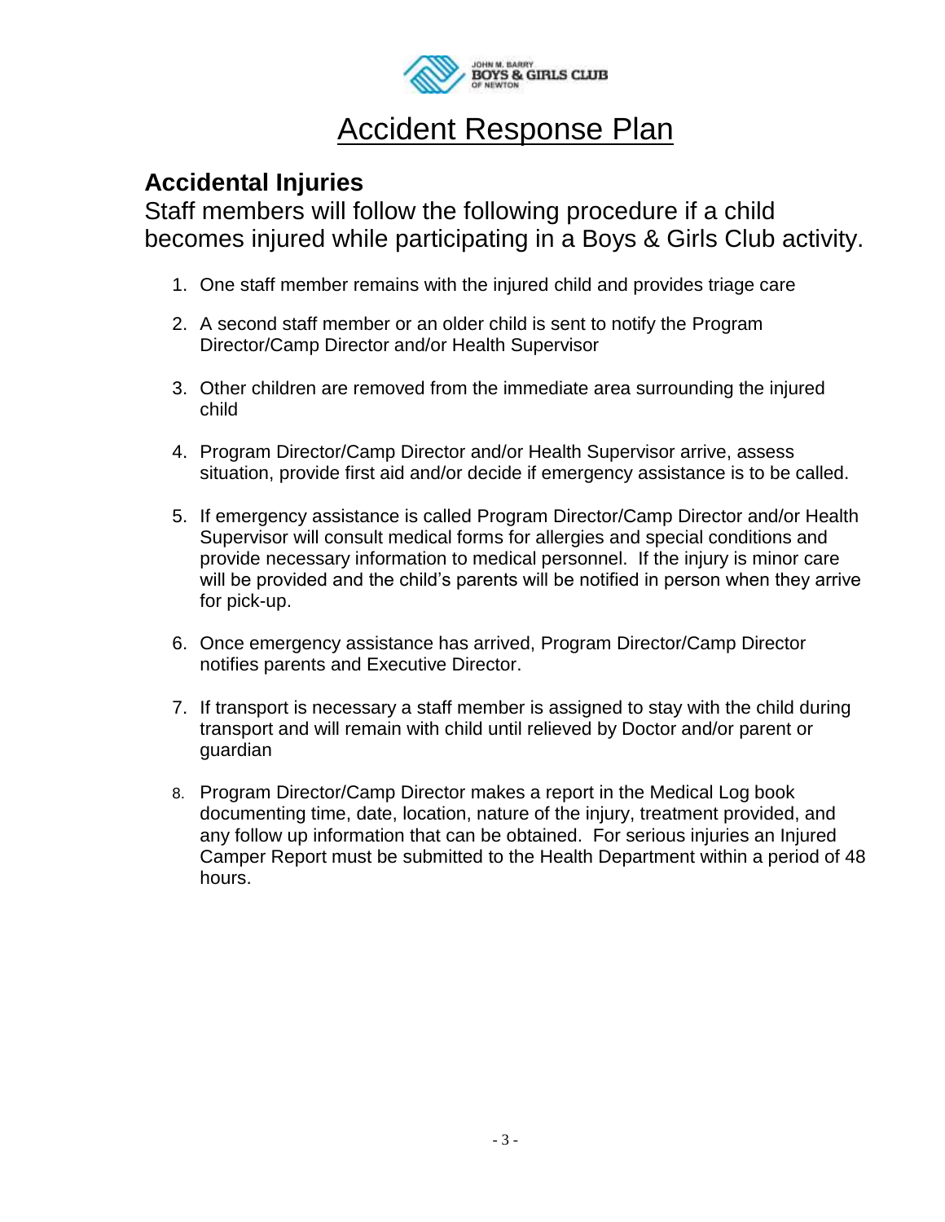# Accident Response Plan

## Accidental Injuries

Staff members will follow the following procedure if a child becomes injured while participating in a Boys & Girls Club activity.

1. One staff member remains with the injured child and provides triage care
2. A second staff member or an older child is sent to notify the Program Director/Camp Director and/or Health Supervisor
3. Other children are removed from the immediate area surrounding the injured child
4. Program Director/Camp Director and/or Health Supervisor arrive, assess situation, provide first aid and/or decide if emergency assistance is to be called.
5. If emergency assistance is called Program Director/Camp Director and/or Health Supervisor will consult medical forms for allergies and special conditions and provide necessary information to medical personnel. If the injury is minor care will be provided and the child's parents will be notified in person when they arrive for pick-up.
6. Once emergency assistance has arrived, Program Director/Camp Director notifies parents and Executive Director.
7. If transport is necessary a staff member is assigned to stay with the child during transport and will remain with child until relieved by Doctor and/or parent or guardian
8. Program Director/Camp Director makes a report in the Medical Log book documenting time, date, location, nature of the injury, treatment provided, and any follow up information that can be obtained. For serious injuries an Injured Camper Report must be submitted to the Health Department within a period of 48 hours.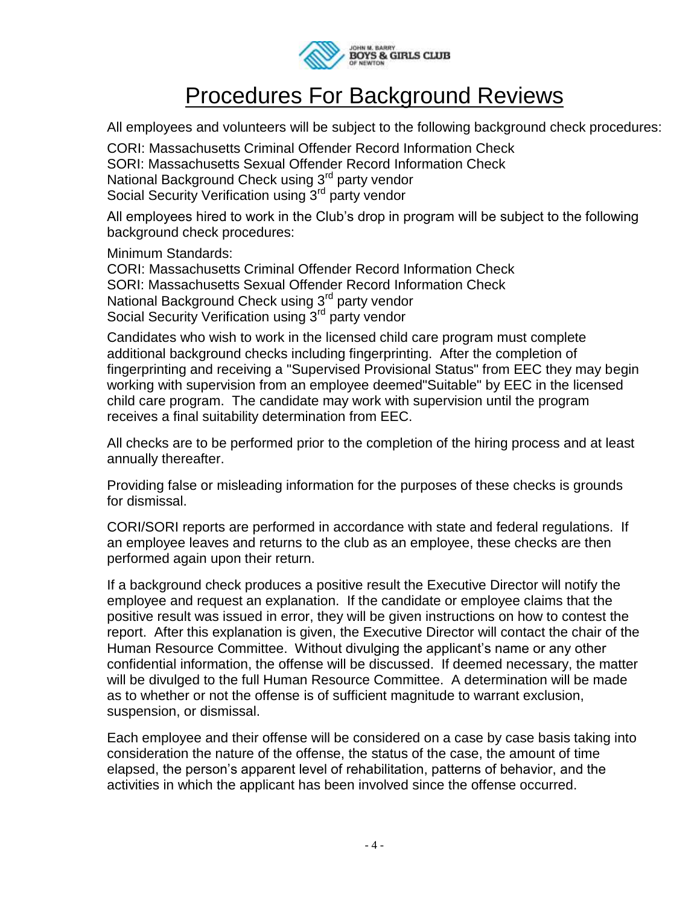# Procedures For Background Reviews

All employees and volunteers will be subject to the following background check procedures:

CORI: Massachusetts Criminal Offender Record Information Check
SORI: Massachusetts Sexual Offender Record Information Check
National Background Check using 3rd party vendor
Social Security Verification using 3rd party vendor

All employees hired to work in the Club's drop in program will be subject to the following background check procedures:

Minimum Standards:
CORI: Massachusetts Criminal Offender Record Information Check
SORI: Massachusetts Sexual Offender Record Information Check
National Background Check using 3rd party vendor
Social Security Verification using 3rd party vendor

Candidates who wish to work in the licensed child care program must complete additional background checks including fingerprinting. After the completion of fingerprinting and receiving a "Supervised Provisional Status" from EEC they may begin working with supervision from an employee deemed"Suitable" by EEC in the licensed child care program. The candidate may work with supervision until the program receives a final suitability determination from EEC.

All checks are to be performed prior to the completion of the hiring process and at least annually thereafter.

Providing false or misleading information for the purposes of these checks is grounds for dismissal.

CORI/SORI reports are performed in accordance with state and federal regulations. If an employee leaves and returns to the club as an employee, these checks are then performed again upon their return.

If a background check produces a positive result the Executive Director will notify the employee and request an explanation. If the candidate or employee claims that the positive result was issued in error, they will be given instructions on how to contest the report. After this explanation is given, the Executive Director will contact the chair of the Human Resource Committee. Without divulging the applicant's name or any other confidential information, the offense will be discussed. If deemed necessary, the matter will be divulged to the full Human Resource Committee. A determination will be made as to whether or not the offense is of sufficient magnitude to warrant exclusion, suspension, or dismissal.

Each employee and their offense will be considered on a case by case basis taking into consideration the nature of the offense, the status of the case, the amount of time elapsed, the person's apparent level of rehabilitation, patterns of behavior, and the activities in which the applicant has been involved since the offense occurred.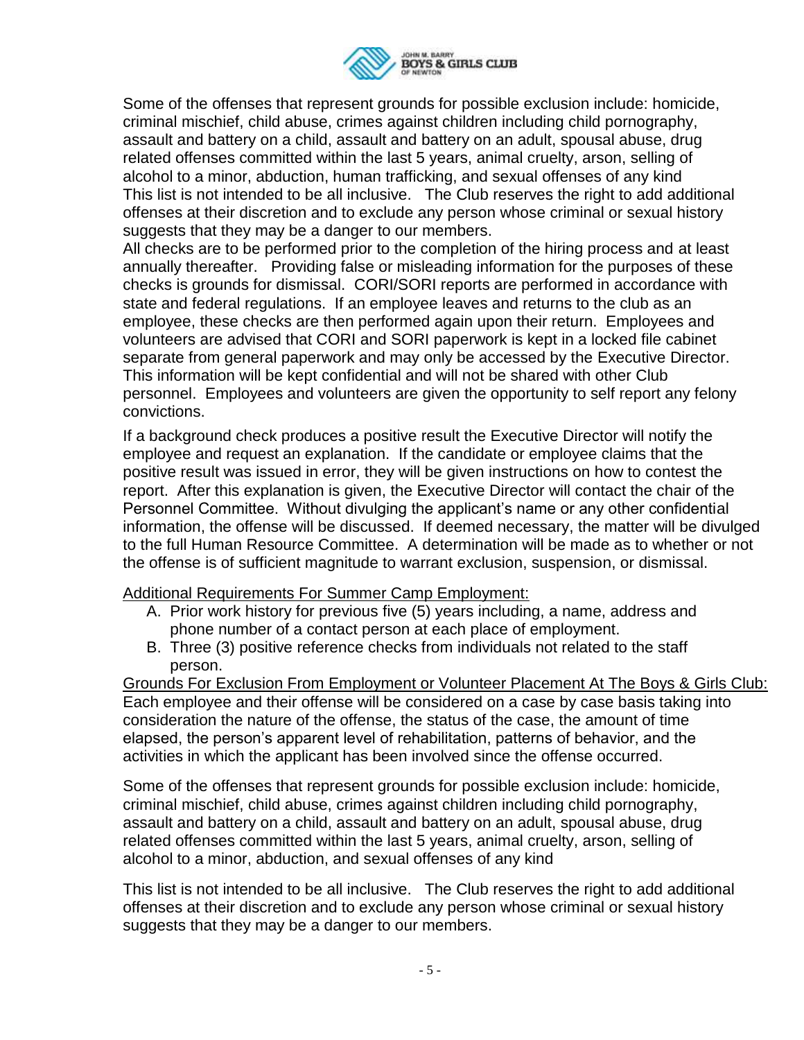Some of the offenses that represent grounds for possible exclusion include: homicide, criminal mischief, child abuse, crimes against children including child pornography, assault and battery on a child, assault and battery on an adult, spousal abuse, drug related offenses committed within the last 5 years, animal cruelty, arson, selling of alcohol to a minor, abduction, human trafficking, and sexual offenses of any kind
This list is not intended to be all inclusive. The Club reserves the right to add additional offenses at their discretion and to exclude any person whose criminal or sexual history suggests that they may be a danger to our members.
All checks are to be performed prior to the completion of the hiring process and at least annually thereafter. Providing false or misleading information for the purposes of these checks is grounds for dismissal. CORI/SORI reports are performed in accordance with state and federal regulations. If an employee leaves and returns to the club as an employee, these checks are then performed again upon their return. Employees and volunteers are advised that CORI and SORI paperwork is kept in a locked file cabinet separate from general paperwork and may only be accessed by the Executive Director. This information will be kept confidential and will not be shared with other Club personnel. Employees and volunteers are given the opportunity to self report any felony convictions.

If a background check produces a positive result the Executive Director will notify the employee and request an explanation. If the candidate or employee claims that the positive result was issued in error, they will be given instructions on how to contest the report. After this explanation is given, the Executive Director will contact the chair of the Personnel Committee. Without divulging the applicant's name or any other confidential information, the offense will be discussed. If deemed necessary, the matter will be divulged to the full Human Resource Committee. A determination will be made as to whether or not the offense is of sufficient magnitude to warrant exclusion, suspension, or dismissal.

Additional Requirements For Summer Camp Employment:

A. Prior work history for previous five (5) years including, a name, address and phone number of a contact person at each place of employment.
B. Three (3) positive reference checks from individuals not related to the staff person.

Grounds For Exclusion From Employment or Volunteer Placement At The Boys & Girls Club:
Each employee and their offense will be considered on a case by case basis taking into consideration the nature of the offense, the status of the case, the amount of time elapsed, the person's apparent level of rehabilitation, patterns of behavior, and the activities in which the applicant has been involved since the offense occurred.

Some of the offenses that represent grounds for possible exclusion include: homicide, criminal mischief, child abuse, crimes against children including child pornography, assault and battery on a child, assault and battery on an adult, spousal abuse, drug related offenses committed within the last 5 years, animal cruelty, arson, selling of alcohol to a minor, abduction, and sexual offenses of any kind

This list is not intended to be all inclusive. The Club reserves the right to add additional offenses at their discretion and to exclude any person whose criminal or sexual history suggests that they may be a danger to our members.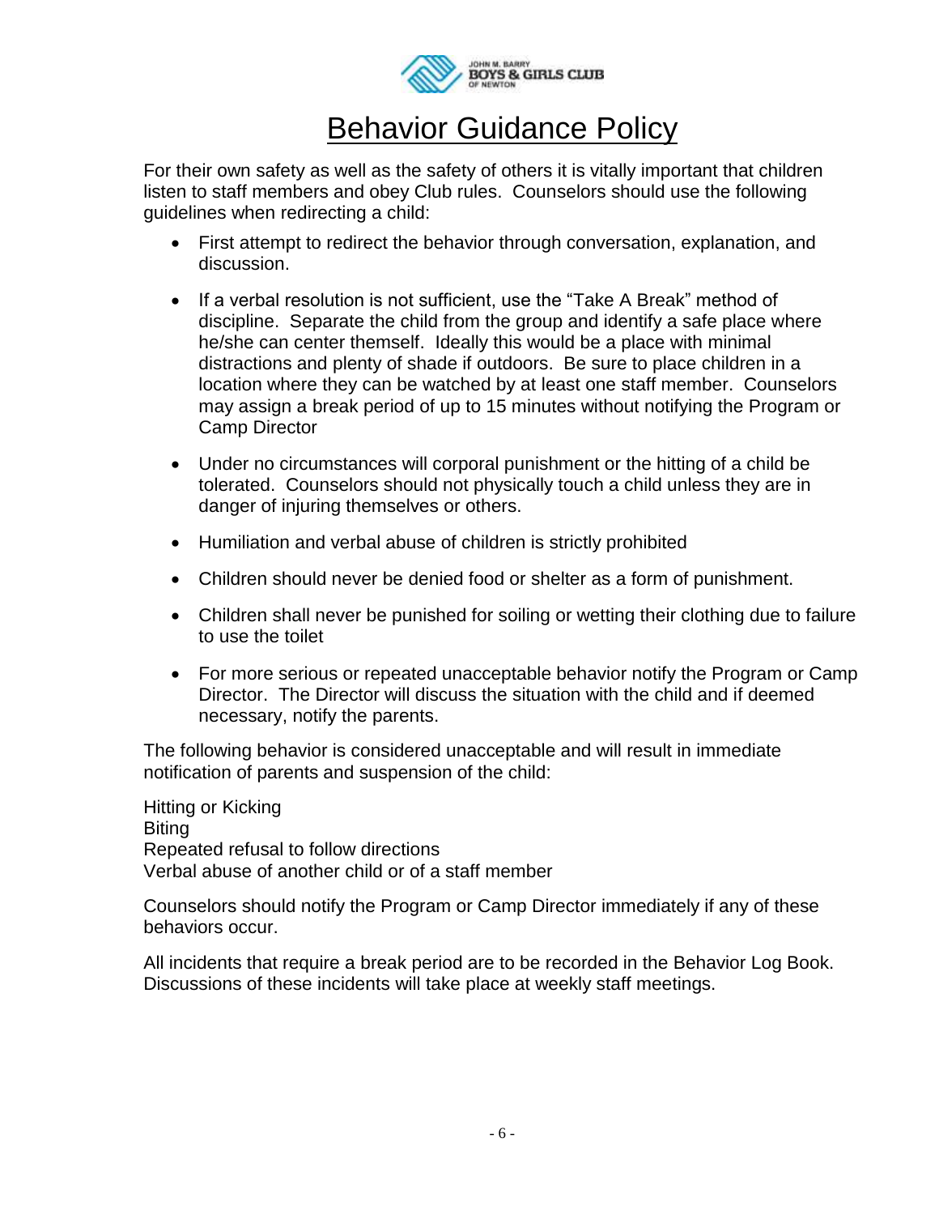# Behavior Guidance Policy

For their own safety as well as the safety of others it is vitally important that children listen to staff members and obey Club rules. Counselors should use the following guidelines when redirecting a child:

- First attempt to redirect the behavior through conversation, explanation, and discussion.
- If a verbal resolution is not sufficient, use the "Take A Break" method of discipline. Separate the child from the group and identify a safe place where he/she can center themself. Ideally this would be a place with minimal distractions and plenty of shade if outdoors. Be sure to place children in a location where they can be watched by at least one staff member. Counselors may assign a break period of up to 15 minutes without notifying the Program or Camp Director
- Under no circumstances will corporal punishment or the hitting of a child be tolerated. Counselors should not physically touch a child unless they are in danger of injuring themselves or others.
- Humiliation and verbal abuse of children is strictly prohibited
- Children should never be denied food or shelter as a form of punishment.
- Children shall never be punished for soiling or wetting their clothing due to failure to use the toilet
- For more serious or repeated unacceptable behavior notify the Program or Camp Director. The Director will discuss the situation with the child and if deemed necessary, notify the parents.

The following behavior is considered unacceptable and will result in immediate notification of parents and suspension of the child:

Hitting or Kicking
Biting
Repeated refusal to follow directions
Verbal abuse of another child or of a staff member

Counselors should notify the Program or Camp Director immediately if any of these behaviors occur.

All incidents that require a break period are to be recorded in the Behavior Log Book. Discussions of these incidents will take place at weekly staff meetings.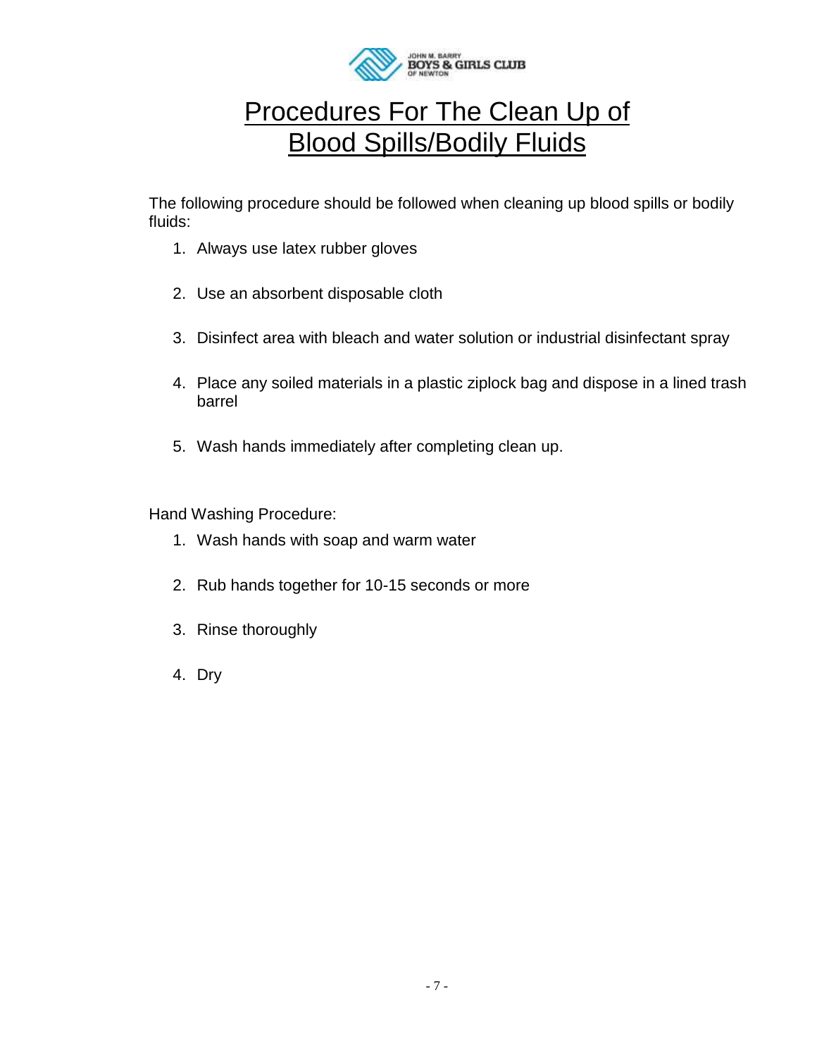# Procedures For The Clean Up of Blood Spills/Bodily Fluids

The following procedure should be followed when cleaning up blood spills or bodily fluids:

1. Always use latex rubber gloves
2. Use an absorbent disposable cloth
3. Disinfect area with bleach and water solution or industrial disinfectant spray
4. Place any soiled materials in a plastic ziplock bag and dispose in a lined trash barrel
5. Wash hands immediately after completing clean up.

Hand Washing Procedure:

1. Wash hands with soap and warm water
2. Rub hands together for 10-15 seconds or more
3. Rinse thoroughly
4. Dry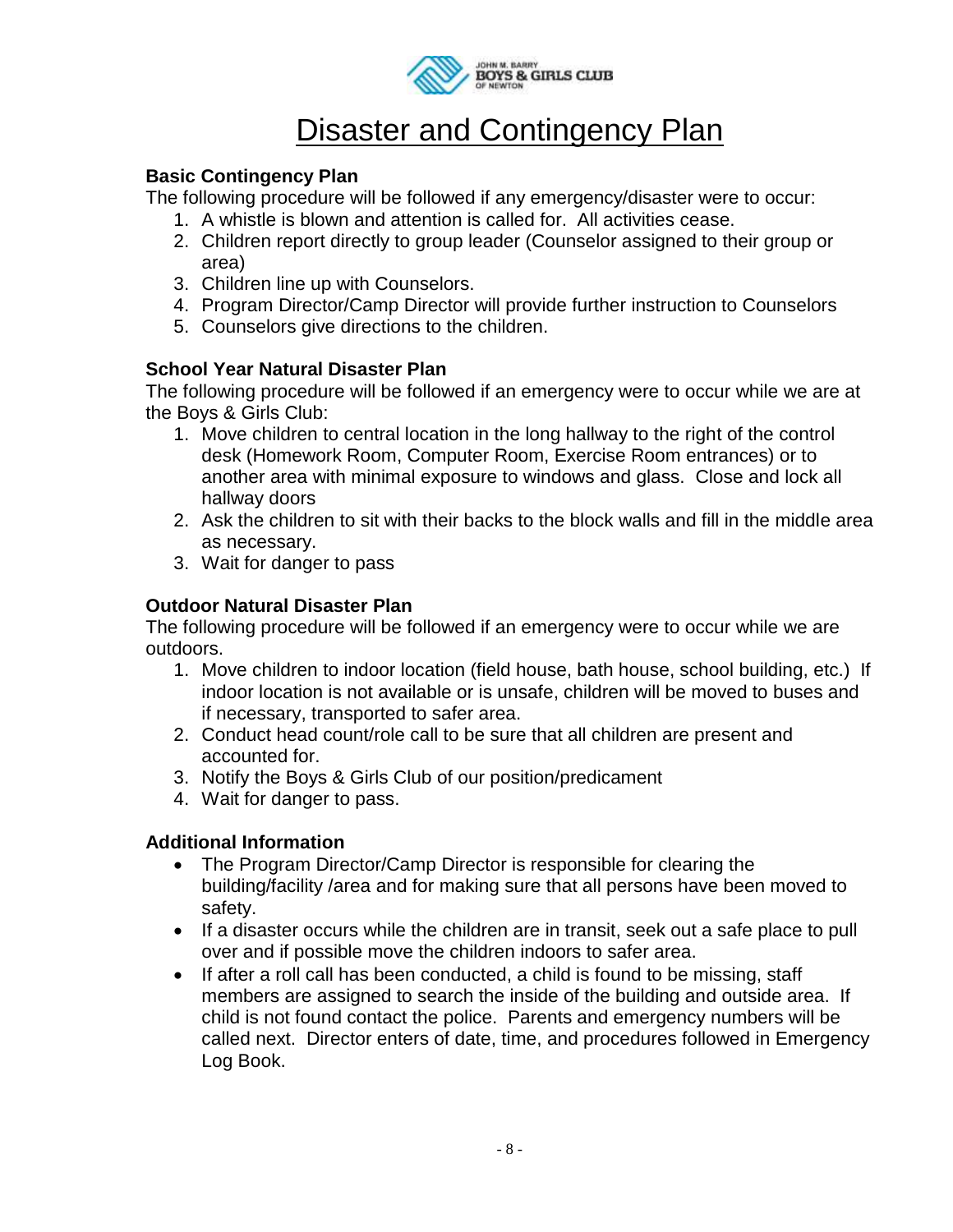# Disaster and Contingency Plan

**Basic Contingency Plan**

The following procedure will be followed if any emergency/disaster were to occur:

1. A whistle is blown and attention is called for. All activities cease.
2. Children report directly to group leader (Counselor assigned to their group or area)
3. Children line up with Counselors.
4. Program Director/Camp Director will provide further instruction to Counselors
5. Counselors give directions to the children.

**School Year Natural Disaster Plan**

The following procedure will be followed if an emergency were to occur while we are at the Boys & Girls Club:

1. Move children to central location in the long hallway to the right of the control desk (Homework Room, Computer Room, Exercise Room entrances) or to another area with minimal exposure to windows and glass. Close and lock all hallway doors
2. Ask the children to sit with their backs to the block walls and fill in the middle area as necessary.
3. Wait for danger to pass

**Outdoor Natural Disaster Plan**

The following procedure will be followed if an emergency were to occur while we are outdoors.

1. Move children to indoor location (field house, bath house, school building, etc.) If indoor location is not available or is unsafe, children will be moved to buses and if necessary, transported to safer area.
2. Conduct head count/role call to be sure that all children are present and accounted for.
3. Notify the Boys & Girls Club of our position/predicament
4. Wait for danger to pass.

**Additional Information**

- The Program Director/Camp Director is responsible for clearing the building/facility /area and for making sure that all persons have been moved to safety.
- If a disaster occurs while the children are in transit, seek out a safe place to pull over and if possible move the children indoors to safer area.
- If after a roll call has been conducted, a child is found to be missing, staff members are assigned to search the inside of the building and outside area. If child is not found contact the police. Parents and emergency numbers will be called next. Director enters of date, time, and procedures followed in Emergency Log Book.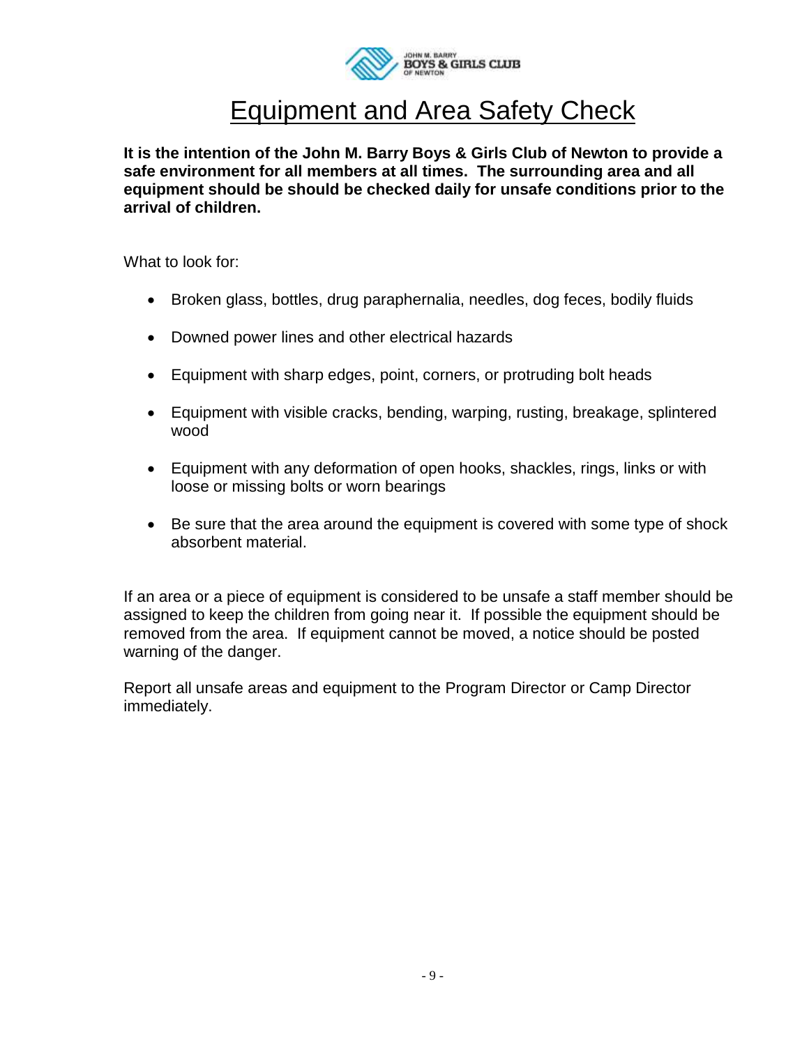# Equipment and Area Safety Check

**It is the intention of the John M. Barry Boys & Girls Club of Newton to provide a safe environment for all members at all times. The surrounding area and all equipment should be should be checked daily for unsafe conditions prior to the arrival of children.**

What to look for:

- Broken glass, bottles, drug paraphernalia, needles, dog feces, bodily fluids
- Downed power lines and other electrical hazards
- Equipment with sharp edges, point, corners, or protruding bolt heads
- Equipment with visible cracks, bending, warping, rusting, breakage, splintered wood
- Equipment with any deformation of open hooks, shackles, rings, links or with loose or missing bolts or worn bearings
- Be sure that the area around the equipment is covered with some type of shock absorbent material.

If an area or a piece of equipment is considered to be unsafe a staff member should be assigned to keep the children from going near it. If possible the equipment should be removed from the area. If equipment cannot be moved, a notice should be posted warning of the danger.

Report all unsafe areas and equipment to the Program Director or Camp Director immediately.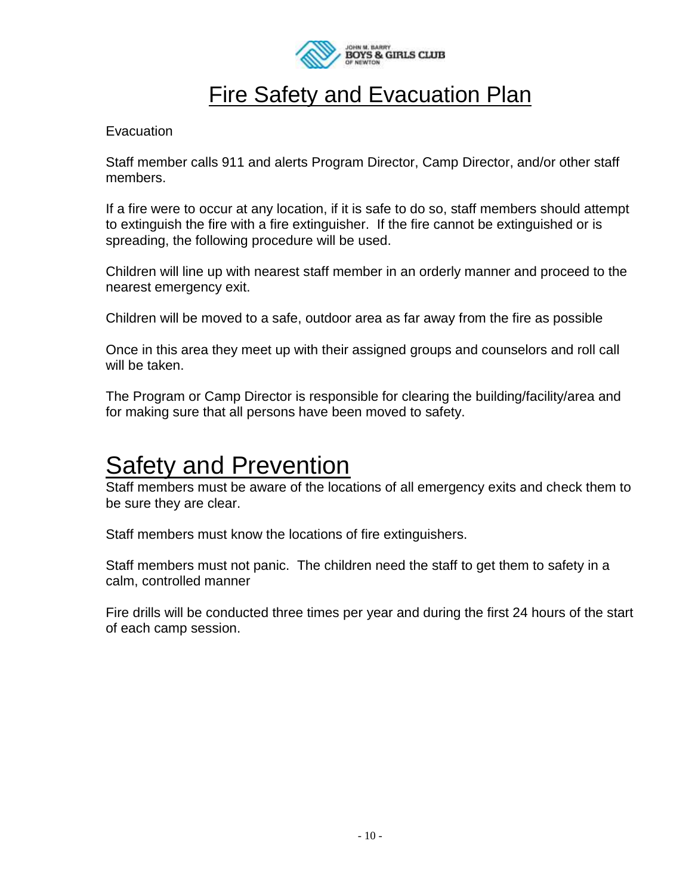# Fire Safety and Evacuation Plan

Evacuation

Staff member calls 911 and alerts Program Director, Camp Director, and/or other staff members.

If a fire were to occur at any location, if it is safe to do so, staff members should attempt to extinguish the fire with a fire extinguisher. If the fire cannot be extinguished or is spreading, the following procedure will be used.

Children will line up with nearest staff member in an orderly manner and proceed to the nearest emergency exit.

Children will be moved to a safe, outdoor area as far away from the fire as possible

Once in this area they meet up with their assigned groups and counselors and roll call will be taken.

The Program or Camp Director is responsible for clearing the building/facility/area and for making sure that all persons have been moved to safety.

# Safety and Prevention

Staff members must be aware of the locations of all emergency exits and check them to be sure they are clear.

Staff members must know the locations of fire extinguishers.

Staff members must not panic. The children need the staff to get them to safety in a calm, controlled manner

Fire drills will be conducted three times per year and during the first 24 hours of the start of each camp session.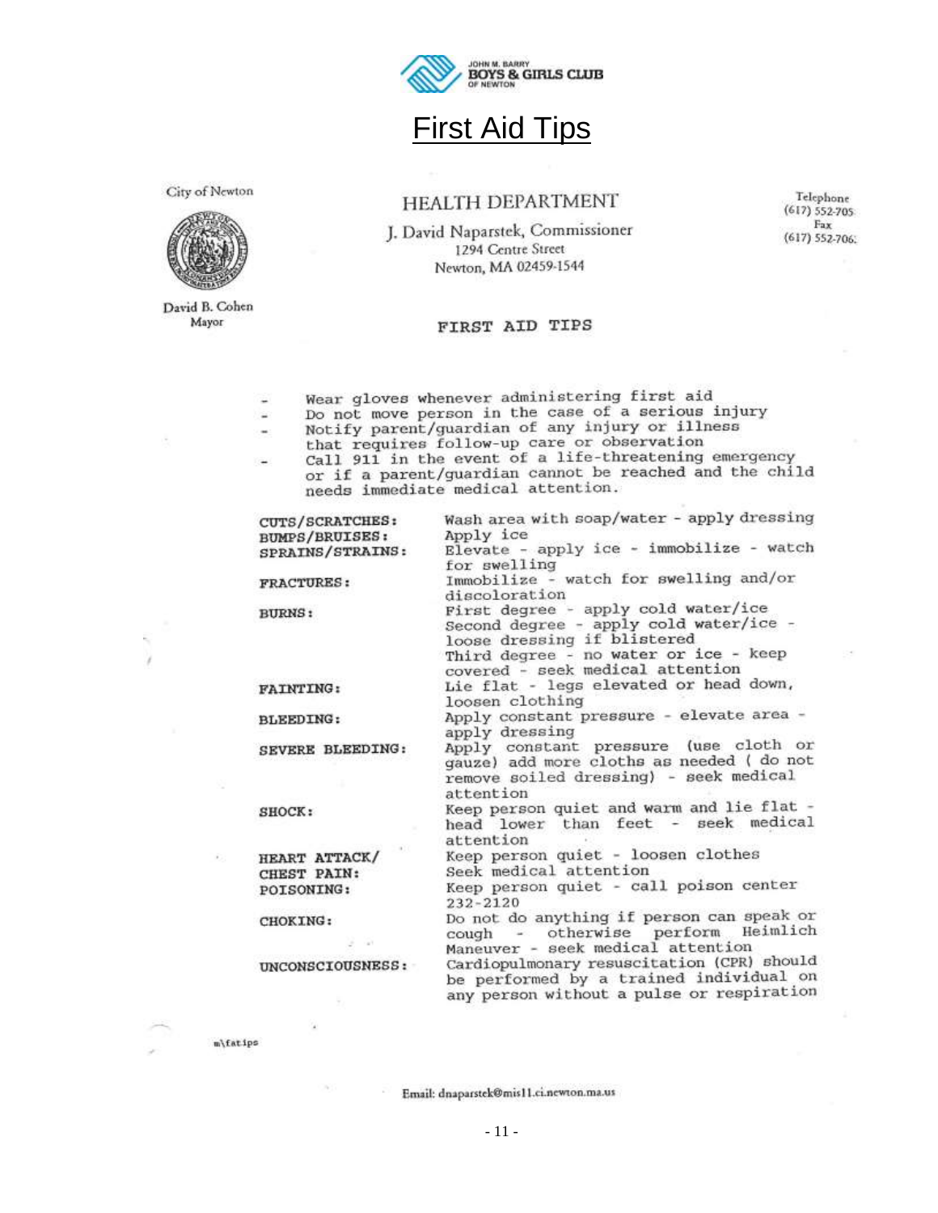JOHN M. BARRY
BOYS & GIRLS CLUB
OF NEWTON

# First Aid Tips

City of Newton

David B. Cohen
Mayor

## HEALTH DEPARTMENT

J. David Naparstek, Commissioner
1294 Centre Street
Newton, MA 02459-1544

Telephone
(617) 552-705
Fax
(617) 552-706:

### FIRST AID TIPS

- Wear gloves whenever administering first aid
- Do not move person in the case of a serious injury
- Notify parent/guardian of any injury or illness that requires follow-up care or observation
- Call 911 in the event of a life-threatening emergency or if a parent/guardian cannot be reached and the child needs immediate medical attention.

| | |
|---|---|
| **CUTS/SCRATCHES:** | Wash area with soap/water - apply dressing |
| **BUMPS/BRUISES:** | Apply ice |
| **SPRAINS/STRAINS:** | Elevate - apply ice - immobilize - watch for swelling |
| **FRACTURES:** | Immobilize - watch for swelling and/or discoloration |
| **BURNS:** | First degree - apply cold water/ice<br>Second degree - apply cold water/ice - loose dressing if blistered<br>Third degree - no water or ice - keep covered - seek medical attention |
| **FAINTING:** | Lie flat - legs elevated or head down, loosen clothing |
| **BLEEDING:** | Apply constant pressure - elevate area - apply dressing |
| **SEVERE BLEEDING:** | Apply constant pressure (use cloth or gauze) add more cloths as needed ( do not remove soiled dressing) - seek medical attention |
| **SHOCK:** | Keep person quiet and warm and lie flat - head lower than feet - seek medical attention |
| **HEART ATTACK/ CHEST PAIN:** | Keep person quiet - loosen clothes<br>Seek medical attention |
| **POISONING:** | Keep person quiet - call poison center 232-2120 |
| **CHOKING:** | Do not do anything if person can speak or cough - otherwise perform Heimlich Maneuver - seek medical attention |
| **UNCONSCIOUSNESS:** | Cardiopulmonary resuscitation (CPR) should be performed by a trained individual on any person without a pulse or respiration |

m\fatips

Email: dnaparstek@mis11.ci.newton.ma.us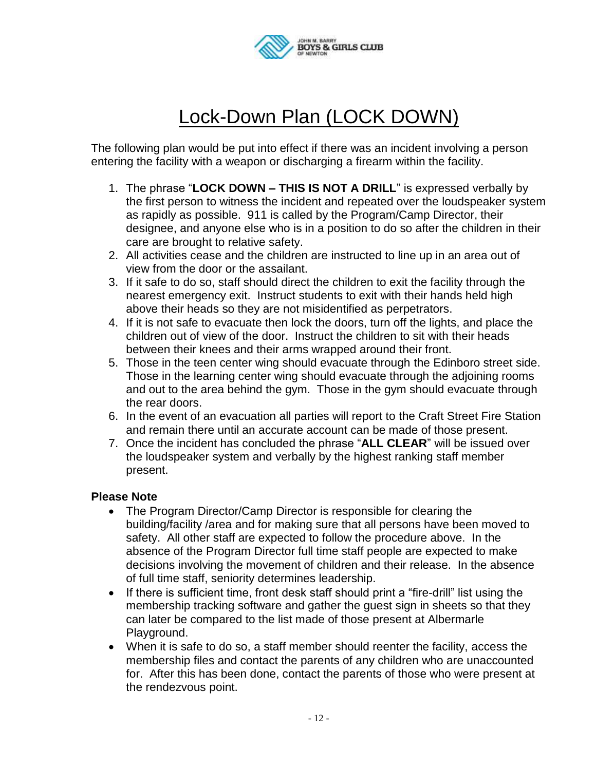# Lock-Down Plan (LOCK DOWN)

The following plan would be put into effect if there was an incident involving a person entering the facility with a weapon or discharging a firearm within the facility.

1. The phrase "**LOCK DOWN – THIS IS NOT A DRILL**" is expressed verbally by the first person to witness the incident and repeated over the loudspeaker system as rapidly as possible. 911 is called by the Program/Camp Director, their designee, and anyone else who is in a position to do so after the children in their care are brought to relative safety.
2. All activities cease and the children are instructed to line up in an area out of view from the door or the assailant.
3. If it safe to do so, staff should direct the children to exit the facility through the nearest emergency exit. Instruct students to exit with their hands held high above their heads so they are not misidentified as perpetrators.
4. If it is not safe to evacuate then lock the doors, turn off the lights, and place the children out of view of the door. Instruct the children to sit with their heads between their knees and their arms wrapped around their front.
5. Those in the teen center wing should evacuate through the Edinboro street side. Those in the learning center wing should evacuate through the adjoining rooms and out to the area behind the gym. Those in the gym should evacuate through the rear doors.
6. In the event of an evacuation all parties will report to the Craft Street Fire Station and remain there until an accurate account can be made of those present.
7. Once the incident has concluded the phrase "**ALL CLEAR**" will be issued over the loudspeaker system and verbally by the highest ranking staff member present.

**Please Note**

- The Program Director/Camp Director is responsible for clearing the building/facility /area and for making sure that all persons have been moved to safety. All other staff are expected to follow the procedure above. In the absence of the Program Director full time staff people are expected to make decisions involving the movement of children and their release. In the absence of full time staff, seniority determines leadership.
- If there is sufficient time, front desk staff should print a "fire-drill" list using the membership tracking software and gather the guest sign in sheets so that they can later be compared to the list made of those present at Albermarle Playground.
- When it is safe to do so, a staff member should reenter the facility, access the membership files and contact the parents of any children who are unaccounted for. After this has been done, contact the parents of those who were present at the rendezvous point.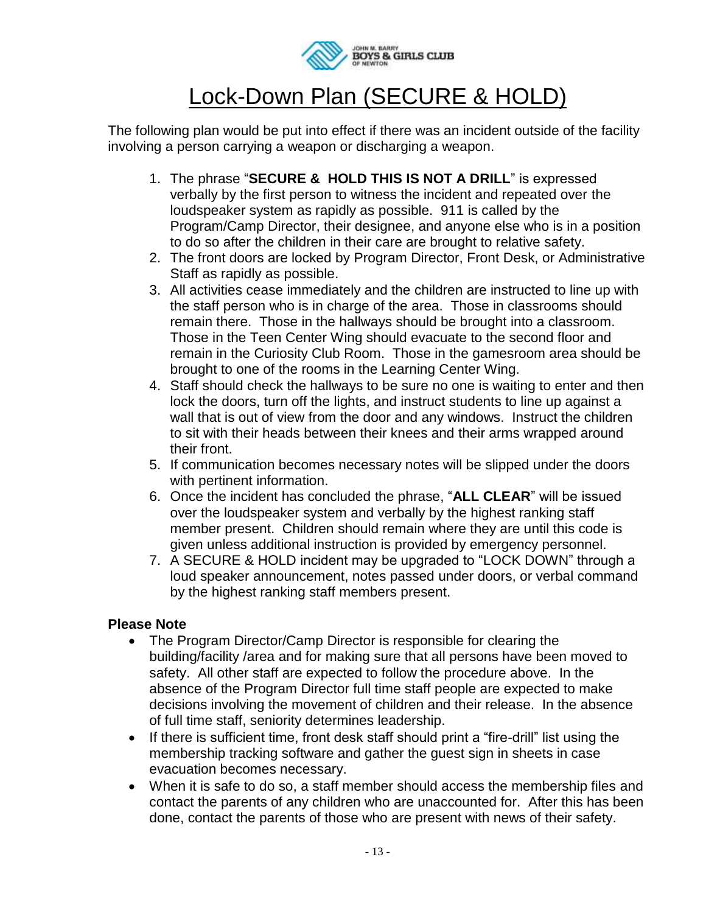# Lock-Down Plan (SECURE & HOLD)

The following plan would be put into effect if there was an incident outside of the facility involving a person carrying a weapon or discharging a weapon.

1. The phrase "**SECURE & HOLD THIS IS NOT A DRILL**" is expressed verbally by the first person to witness the incident and repeated over the loudspeaker system as rapidly as possible. 911 is called by the Program/Camp Director, their designee, and anyone else who is in a position to do so after the children in their care are brought to relative safety.
2. The front doors are locked by Program Director, Front Desk, or Administrative Staff as rapidly as possible.
3. All activities cease immediately and the children are instructed to line up with the staff person who is in charge of the area. Those in classrooms should remain there. Those in the hallways should be brought into a classroom. Those in the Teen Center Wing should evacuate to the second floor and remain in the Curiosity Club Room. Those in the gamesroom area should be brought to one of the rooms in the Learning Center Wing.
4. Staff should check the hallways to be sure no one is waiting to enter and then lock the doors, turn off the lights, and instruct students to line up against a wall that is out of view from the door and any windows. Instruct the children to sit with their heads between their knees and their arms wrapped around their front.
5. If communication becomes necessary notes will be slipped under the doors with pertinent information.
6. Once the incident has concluded the phrase, "**ALL CLEAR**" will be issued over the loudspeaker system and verbally by the highest ranking staff member present. Children should remain where they are until this code is given unless additional instruction is provided by emergency personnel.
7. A SECURE & HOLD incident may be upgraded to "LOCK DOWN" through a loud speaker announcement, notes passed under doors, or verbal command by the highest ranking staff members present.

**Please Note**

- The Program Director/Camp Director is responsible for clearing the building/facility /area and for making sure that all persons have been moved to safety. All other staff are expected to follow the procedure above. In the absence of the Program Director full time staff people are expected to make decisions involving the movement of children and their release. In the absence of full time staff, seniority determines leadership.
- If there is sufficient time, front desk staff should print a "fire-drill" list using the membership tracking software and gather the guest sign in sheets in case evacuation becomes necessary.
- When it is safe to do so, a staff member should access the membership files and contact the parents of any children who are unaccounted for. After this has been done, contact the parents of those who are present with news of their safety.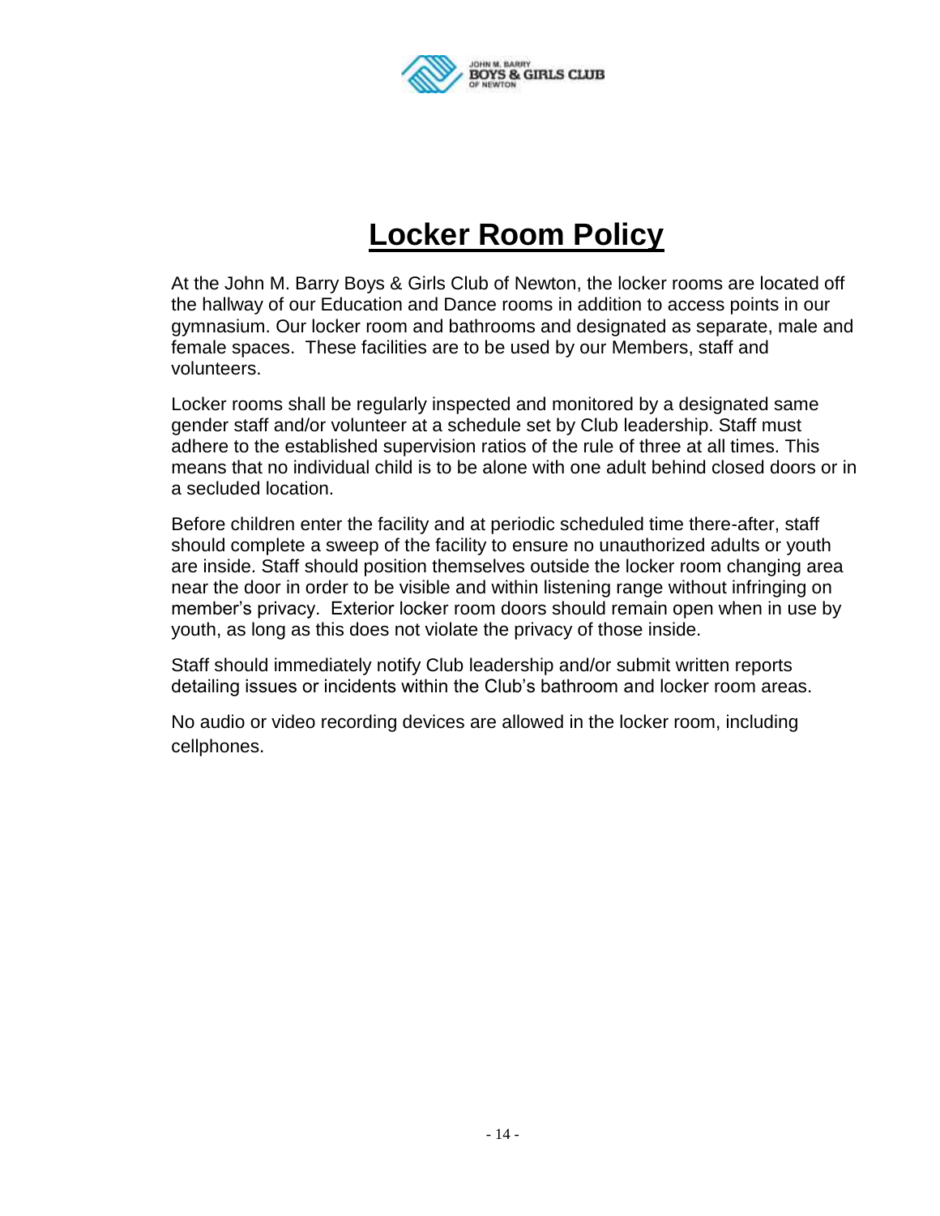# Locker Room Policy

At the John M. Barry Boys & Girls Club of Newton, the locker rooms are located off the hallway of our Education and Dance rooms in addition to access points in our gymnasium. Our locker room and bathrooms and designated as separate, male and female spaces. These facilities are to be used by our Members, staff and volunteers.

Locker rooms shall be regularly inspected and monitored by a designated same gender staff and/or volunteer at a schedule set by Club leadership. Staff must adhere to the established supervision ratios of the rule of three at all times. This means that no individual child is to be alone with one adult behind closed doors or in a secluded location.

Before children enter the facility and at periodic scheduled time there-after, staff should complete a sweep of the facility to ensure no unauthorized adults or youth are inside. Staff should position themselves outside the locker room changing area near the door in order to be visible and within listening range without infringing on member's privacy. Exterior locker room doors should remain open when in use by youth, as long as this does not violate the privacy of those inside.

Staff should immediately notify Club leadership and/or submit written reports detailing issues or incidents within the Club's bathroom and locker room areas.

No audio or video recording devices are allowed in the locker room, including cellphones.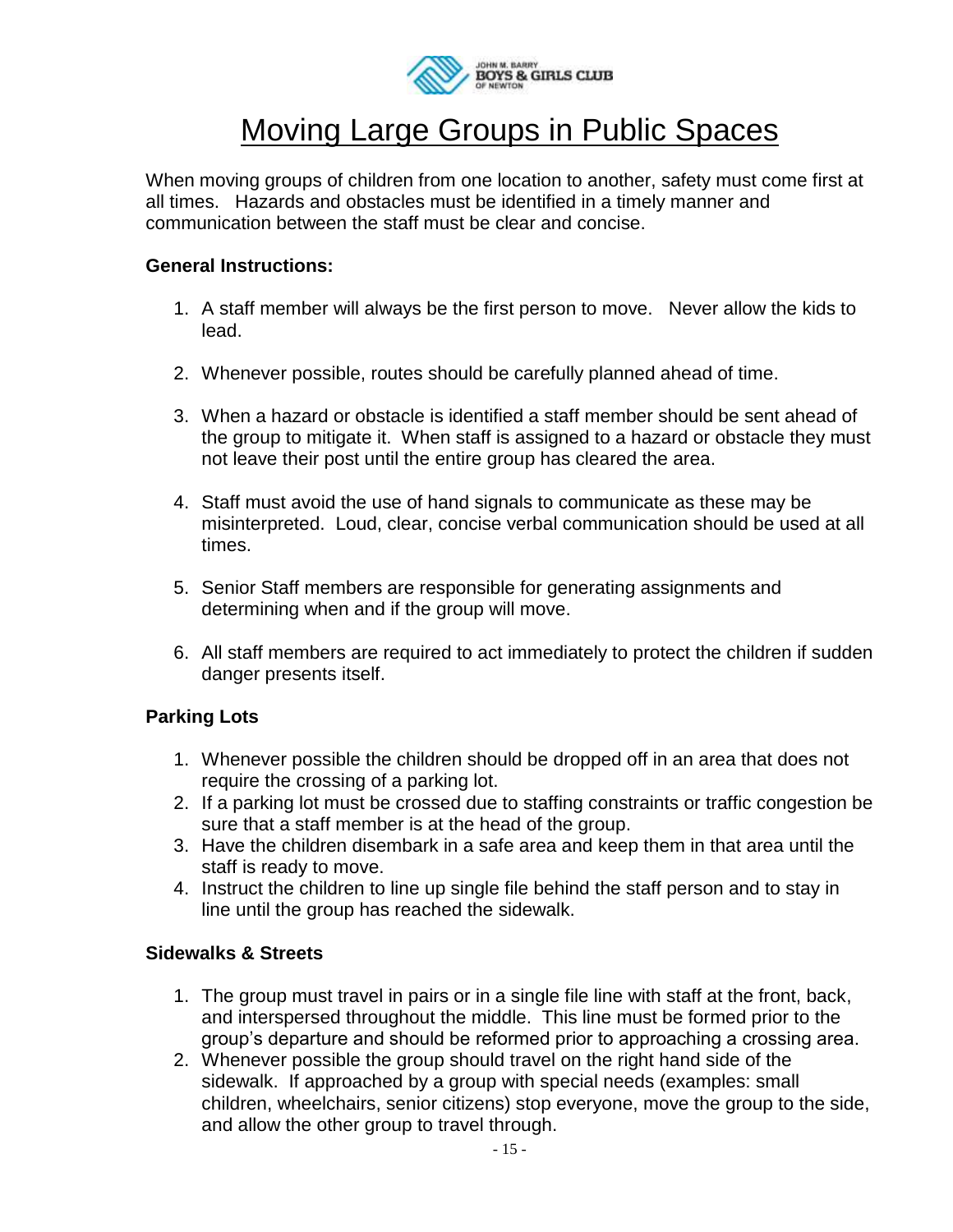# Moving Large Groups in Public Spaces

When moving groups of children from one location to another, safety must come first at all times. Hazards and obstacles must be identified in a timely manner and communication between the staff must be clear and concise.

**General Instructions:**

1. A staff member will always be the first person to move. Never allow the kids to lead.
2. Whenever possible, routes should be carefully planned ahead of time.
3. When a hazard or obstacle is identified a staff member should be sent ahead of the group to mitigate it. When staff is assigned to a hazard or obstacle they must not leave their post until the entire group has cleared the area.
4. Staff must avoid the use of hand signals to communicate as these may be misinterpreted. Loud, clear, concise verbal communication should be used at all times.
5. Senior Staff members are responsible for generating assignments and determining when and if the group will move.
6. All staff members are required to act immediately to protect the children if sudden danger presents itself.

**Parking Lots**

1. Whenever possible the children should be dropped off in an area that does not require the crossing of a parking lot.
2. If a parking lot must be crossed due to staffing constraints or traffic congestion be sure that a staff member is at the head of the group.
3. Have the children disembark in a safe area and keep them in that area until the staff is ready to move.
4. Instruct the children to line up single file behind the staff person and to stay in line until the group has reached the sidewalk.

**Sidewalks & Streets**

1. The group must travel in pairs or in a single file line with staff at the front, back, and interspersed throughout the middle. This line must be formed prior to the group's departure and should be reformed prior to approaching a crossing area.
2. Whenever possible the group should travel on the right hand side of the sidewalk. If approached by a group with special needs (examples: small children, wheelchairs, senior citizens) stop everyone, move the group to the side, and allow the other group to travel through.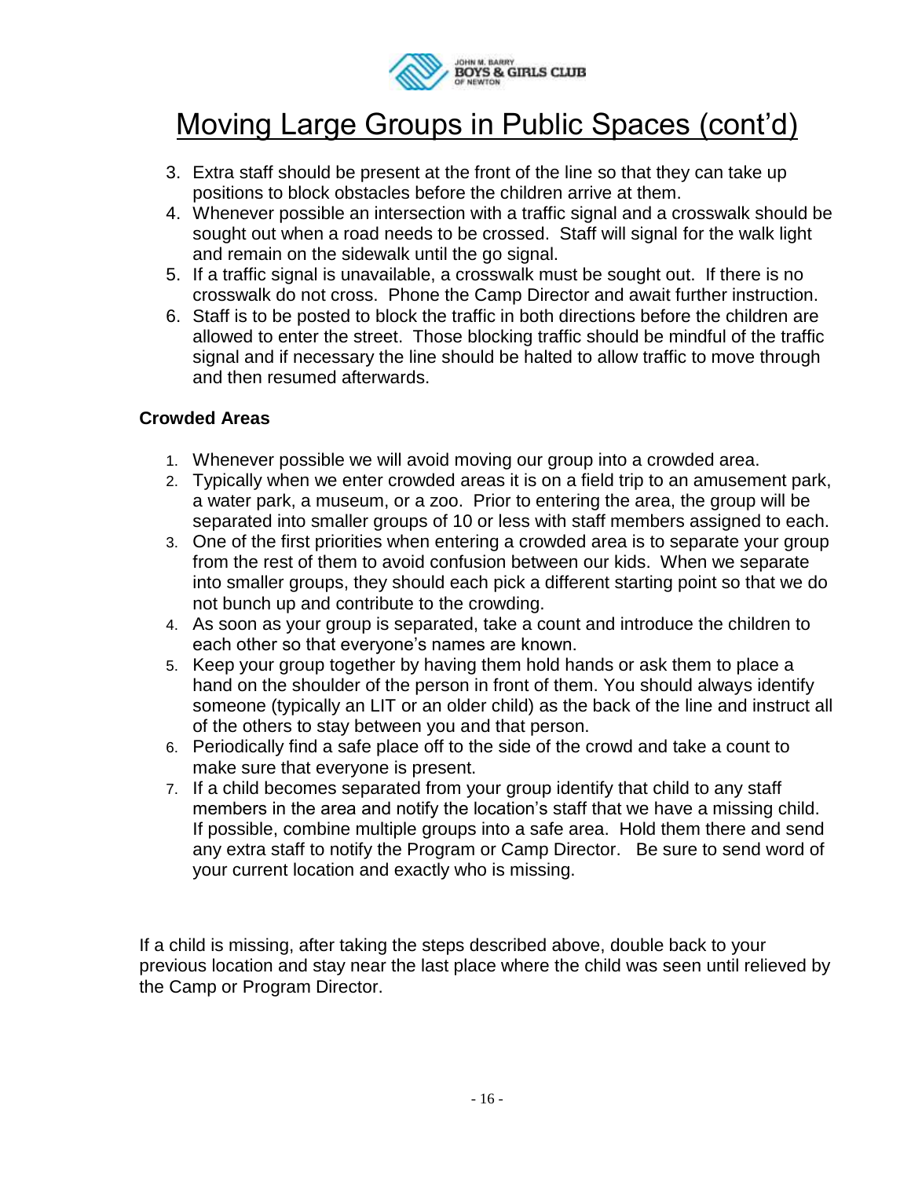# Moving Large Groups in Public Spaces (cont'd)

3. Extra staff should be present at the front of the line so that they can take up positions to block obstacles before the children arrive at them.
4. Whenever possible an intersection with a traffic signal and a crosswalk should be sought out when a road needs to be crossed. Staff will signal for the walk light and remain on the sidewalk until the go signal.
5. If a traffic signal is unavailable, a crosswalk must be sought out. If there is no crosswalk do not cross. Phone the Camp Director and await further instruction.
6. Staff is to be posted to block the traffic in both directions before the children are allowed to enter the street. Those blocking traffic should be mindful of the traffic signal and if necessary the line should be halted to allow traffic to move through and then resumed afterwards.

**Crowded Areas**

1. Whenever possible we will avoid moving our group into a crowded area.
2. Typically when we enter crowded areas it is on a field trip to an amusement park, a water park, a museum, or a zoo. Prior to entering the area, the group will be separated into smaller groups of 10 or less with staff members assigned to each.
3. One of the first priorities when entering a crowded area is to separate your group from the rest of them to avoid confusion between our kids. When we separate into smaller groups, they should each pick a different starting point so that we do not bunch up and contribute to the crowding.
4. As soon as your group is separated, take a count and introduce the children to each other so that everyone's names are known.
5. Keep your group together by having them hold hands or ask them to place a hand on the shoulder of the person in front of them. You should always identify someone (typically an LIT or an older child) as the back of the line and instruct all of the others to stay between you and that person.
6. Periodically find a safe place off to the side of the crowd and take a count to make sure that everyone is present.
7. If a child becomes separated from your group identify that child to any staff members in the area and notify the location's staff that we have a missing child. If possible, combine multiple groups into a safe area. Hold them there and send any extra staff to notify the Program or Camp Director. Be sure to send word of your current location and exactly who is missing.

If a child is missing, after taking the steps described above, double back to your previous location and stay near the last place where the child was seen until relieved by the Camp or Program Director.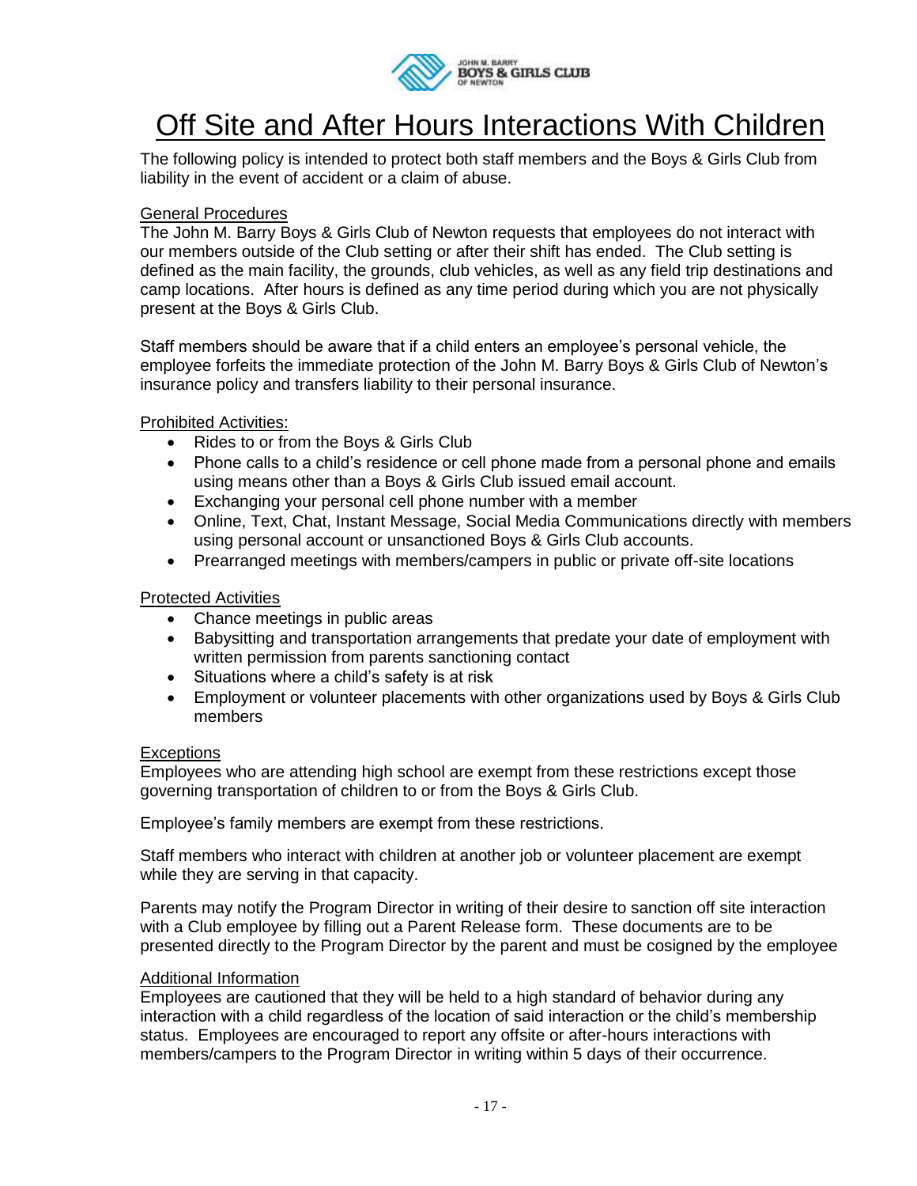# Off Site and After Hours Interactions With Children

The following policy is intended to protect both staff members and the Boys & Girls Club from liability in the event of accident or a claim of abuse.

## General Procedures

The John M. Barry Boys & Girls Club of Newton requests that employees do not interact with our members outside of the Club setting or after their shift has ended. The Club setting is defined as the main facility, the grounds, club vehicles, as well as any field trip destinations and camp locations. After hours is defined as any time period during which you are not physically present at the Boys & Girls Club.

Staff members should be aware that if a child enters an employee's personal vehicle, the employee forfeits the immediate protection of the John M. Barry Boys & Girls Club of Newton's insurance policy and transfers liability to their personal insurance.

## Prohibited Activities:

- Rides to or from the Boys & Girls Club
- Phone calls to a child's residence or cell phone made from a personal phone and emails using means other than a Boys & Girls Club issued email account.
- Exchanging your personal cell phone number with a member
- Online, Text, Chat, Instant Message, Social Media Communications directly with members using personal account or unsanctioned Boys & Girls Club accounts.
- Prearranged meetings with members/campers in public or private off-site locations

## Protected Activities

- Chance meetings in public areas
- Babysitting and transportation arrangements that predate your date of employment with written permission from parents sanctioning contact
- Situations where a child's safety is at risk
- Employment or volunteer placements with other organizations used by Boys & Girls Club members

## Exceptions

Employees who are attending high school are exempt from these restrictions except those governing transportation of children to or from the Boys & Girls Club.

Employee's family members are exempt from these restrictions.

Staff members who interact with children at another job or volunteer placement are exempt while they are serving in that capacity.

Parents may notify the Program Director in writing of their desire to sanction off site interaction with a Club employee by filling out a Parent Release form. These documents are to be presented directly to the Program Director by the parent and must be cosigned by the employee

## Additional Information

Employees are cautioned that they will be held to a high standard of behavior during any interaction with a child regardless of the location of said interaction or the child's membership status. Employees are encouraged to report any offsite or after-hours interactions with members/campers to the Program Director in writing within 5 days of their occurrence.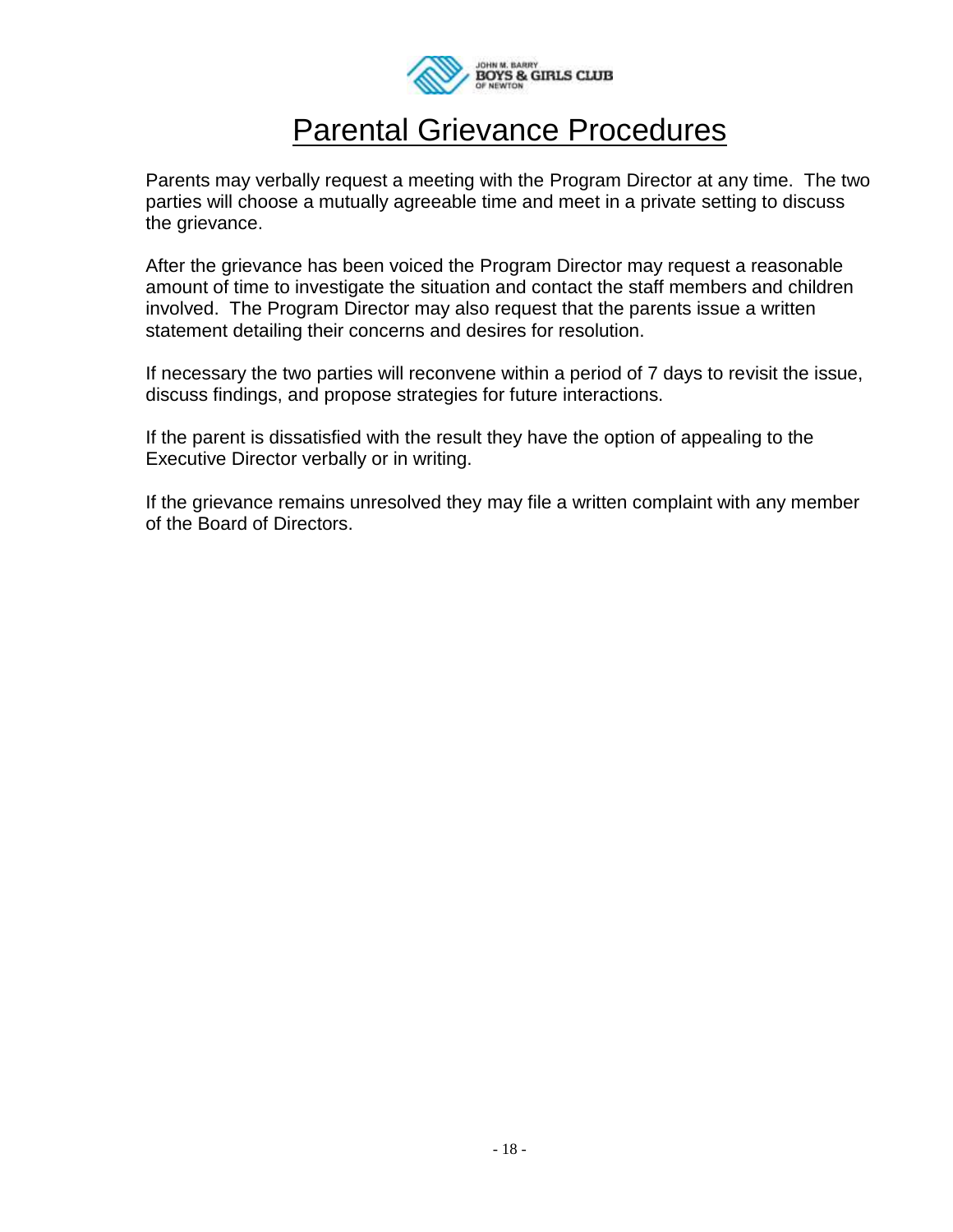# Parental Grievance Procedures

Parents may verbally request a meeting with the Program Director at any time. The two parties will choose a mutually agreeable time and meet in a private setting to discuss the grievance.

After the grievance has been voiced the Program Director may request a reasonable amount of time to investigate the situation and contact the staff members and children involved. The Program Director may also request that the parents issue a written statement detailing their concerns and desires for resolution.

If necessary the two parties will reconvene within a period of 7 days to revisit the issue, discuss findings, and propose strategies for future interactions.

If the parent is dissatisfied with the result they have the option of appealing to the Executive Director verbally or in writing.

If the grievance remains unresolved they may file a written complaint with any member of the Board of Directors.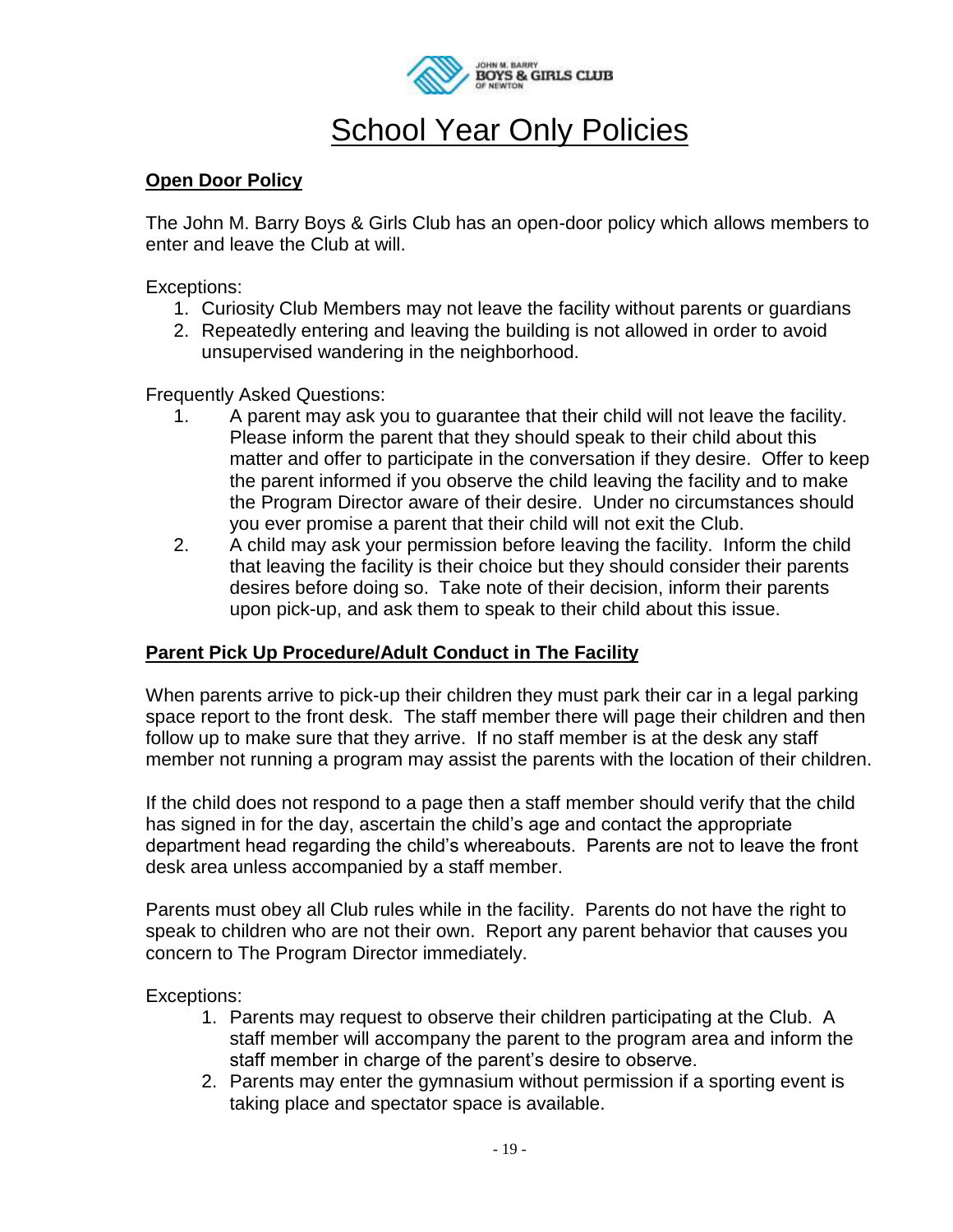# School Year Only Policies

## Open Door Policy

The John M. Barry Boys & Girls Club has an open-door policy which allows members to enter and leave the Club at will.

Exceptions:

1. Curiosity Club Members may not leave the facility without parents or guardians
2. Repeatedly entering and leaving the building is not allowed in order to avoid unsupervised wandering in the neighborhood.

Frequently Asked Questions:

1. A parent may ask you to guarantee that their child will not leave the facility. Please inform the parent that they should speak to their child about this matter and offer to participate in the conversation if they desire. Offer to keep the parent informed if you observe the child leaving the facility and to make the Program Director aware of their desire. Under no circumstances should you ever promise a parent that their child will not exit the Club.
2. A child may ask your permission before leaving the facility. Inform the child that leaving the facility is their choice but they should consider their parents desires before doing so. Take note of their decision, inform their parents upon pick-up, and ask them to speak to their child about this issue.

## Parent Pick Up Procedure/Adult Conduct in The Facility

When parents arrive to pick-up their children they must park their car in a legal parking space report to the front desk. The staff member there will page their children and then follow up to make sure that they arrive. If no staff member is at the desk any staff member not running a program may assist the parents with the location of their children.

If the child does not respond to a page then a staff member should verify that the child has signed in for the day, ascertain the child's age and contact the appropriate department head regarding the child's whereabouts. Parents are not to leave the front desk area unless accompanied by a staff member.

Parents must obey all Club rules while in the facility. Parents do not have the right to speak to children who are not their own. Report any parent behavior that causes you concern to The Program Director immediately.

Exceptions:

1. Parents may request to observe their children participating at the Club. A staff member will accompany the parent to the program area and inform the staff member in charge of the parent's desire to observe.
2. Parents may enter the gymnasium without permission if a sporting event is taking place and spectator space is available.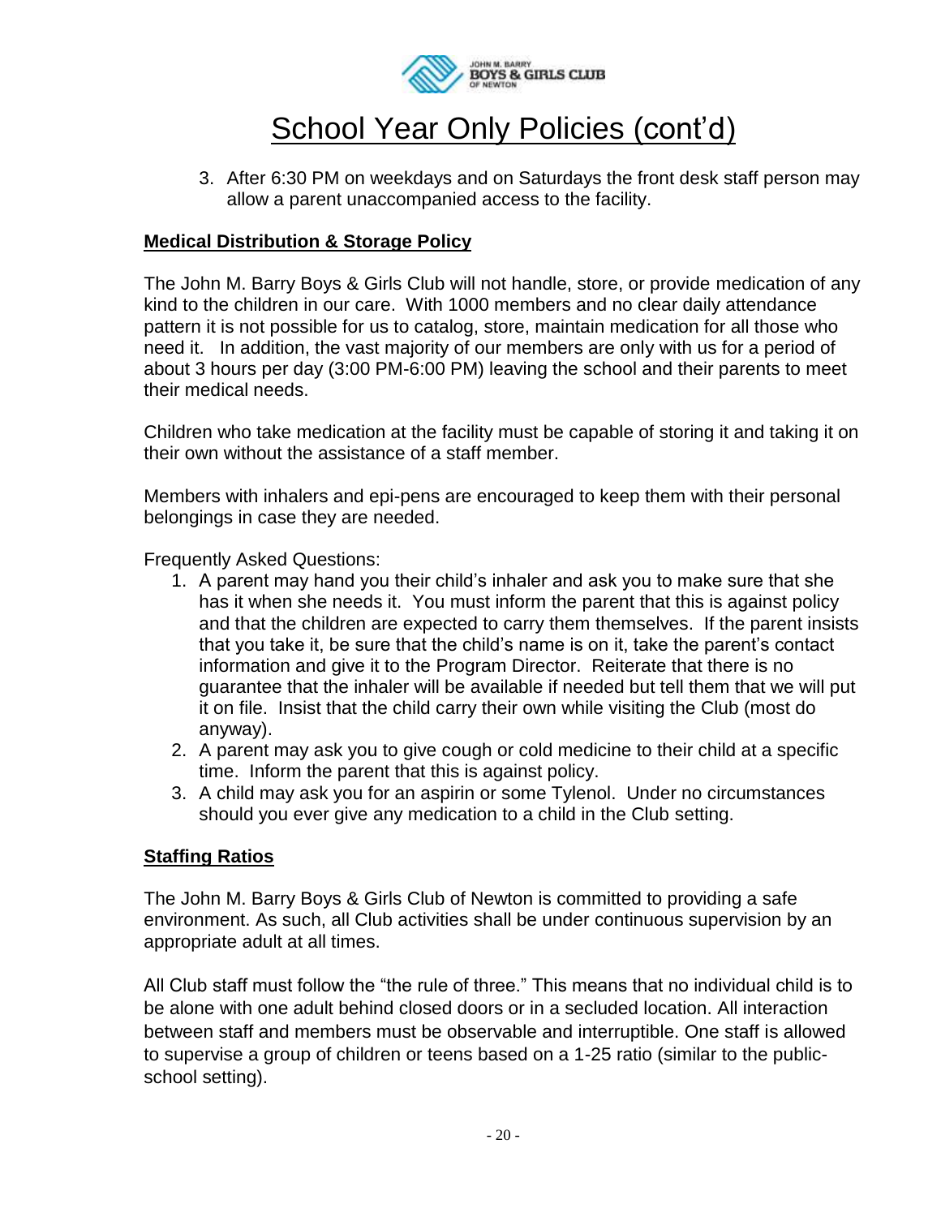# School Year Only Policies (cont'd)

3. After 6:30 PM on weekdays and on Saturdays the front desk staff person may allow a parent unaccompanied access to the facility.

**Medical Distribution & Storage Policy**

The John M. Barry Boys & Girls Club will not handle, store, or provide medication of any kind to the children in our care. With 1000 members and no clear daily attendance pattern it is not possible for us to catalog, store, maintain medication for all those who need it. In addition, the vast majority of our members are only with us for a period of about 3 hours per day (3:00 PM-6:00 PM) leaving the school and their parents to meet their medical needs.

Children who take medication at the facility must be capable of storing it and taking it on their own without the assistance of a staff member.

Members with inhalers and epi-pens are encouraged to keep them with their personal belongings in case they are needed.

Frequently Asked Questions:

1. A parent may hand you their child's inhaler and ask you to make sure that she has it when she needs it. You must inform the parent that this is against policy and that the children are expected to carry them themselves. If the parent insists that you take it, be sure that the child's name is on it, take the parent's contact information and give it to the Program Director. Reiterate that there is no guarantee that the inhaler will be available if needed but tell them that we will put it on file. Insist that the child carry their own while visiting the Club (most do anyway).
2. A parent may ask you to give cough or cold medicine to their child at a specific time. Inform the parent that this is against policy.
3. A child may ask you for an aspirin or some Tylenol. Under no circumstances should you ever give any medication to a child in the Club setting.

**Staffing Ratios**

The John M. Barry Boys & Girls Club of Newton is committed to providing a safe environment. As such, all Club activities shall be under continuous supervision by an appropriate adult at all times.

All Club staff must follow the "the rule of three." This means that no individual child is to be alone with one adult behind closed doors or in a secluded location. All interaction between staff and members must be observable and interruptible. One staff is allowed to supervise a group of children or teens based on a 1-25 ratio (similar to the public-school setting).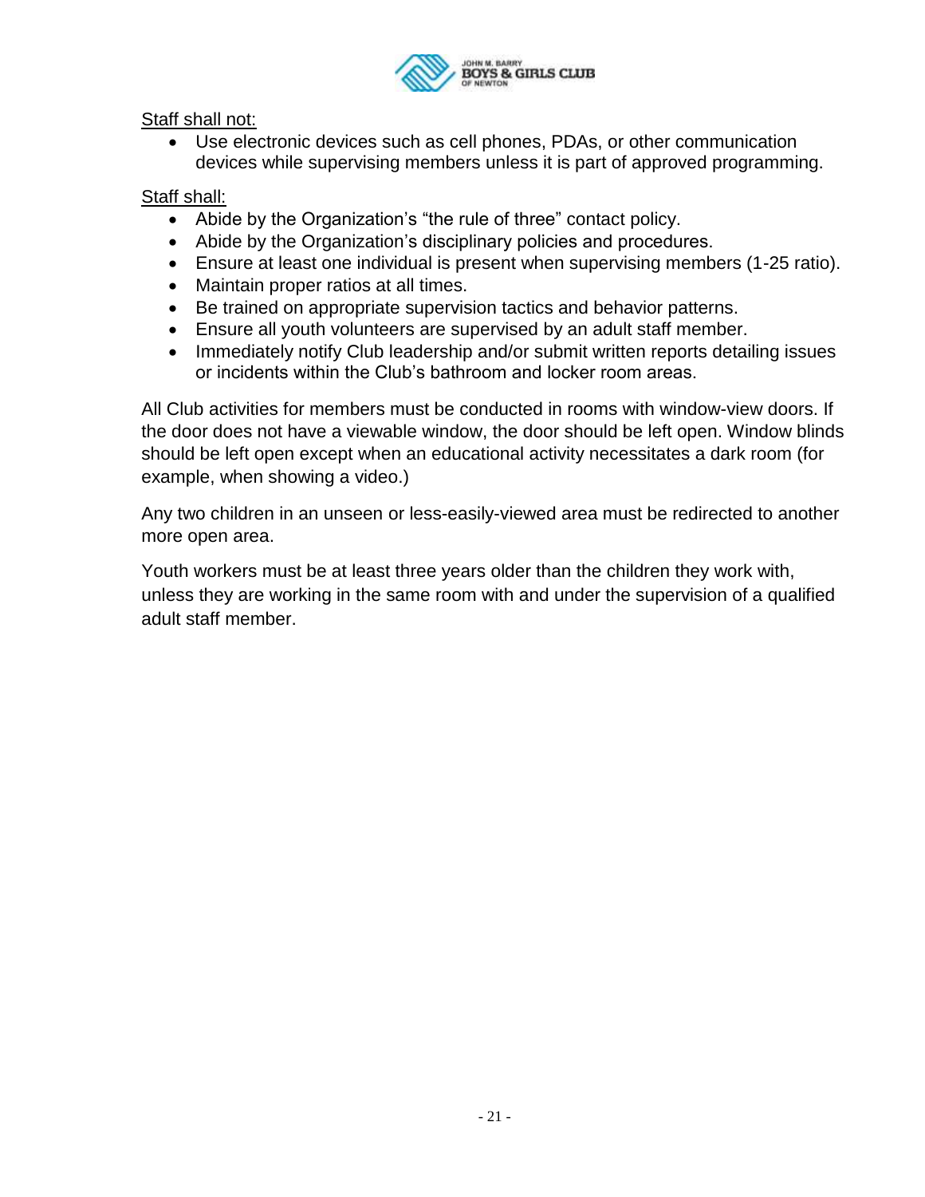Staff shall not:

- Use electronic devices such as cell phones, PDAs, or other communication devices while supervising members unless it is part of approved programming.

Staff shall:

- Abide by the Organization's "the rule of three" contact policy.
- Abide by the Organization's disciplinary policies and procedures.
- Ensure at least one individual is present when supervising members (1-25 ratio).
- Maintain proper ratios at all times.
- Be trained on appropriate supervision tactics and behavior patterns.
- Ensure all youth volunteers are supervised by an adult staff member.
- Immediately notify Club leadership and/or submit written reports detailing issues or incidents within the Club's bathroom and locker room areas.

All Club activities for members must be conducted in rooms with window-view doors. If the door does not have a viewable window, the door should be left open. Window blinds should be left open except when an educational activity necessitates a dark room (for example, when showing a video.)

Any two children in an unseen or less-easily-viewed area must be redirected to another more open area.

Youth workers must be at least three years older than the children they work with, unless they are working in the same room with and under the supervision of a qualified adult staff member.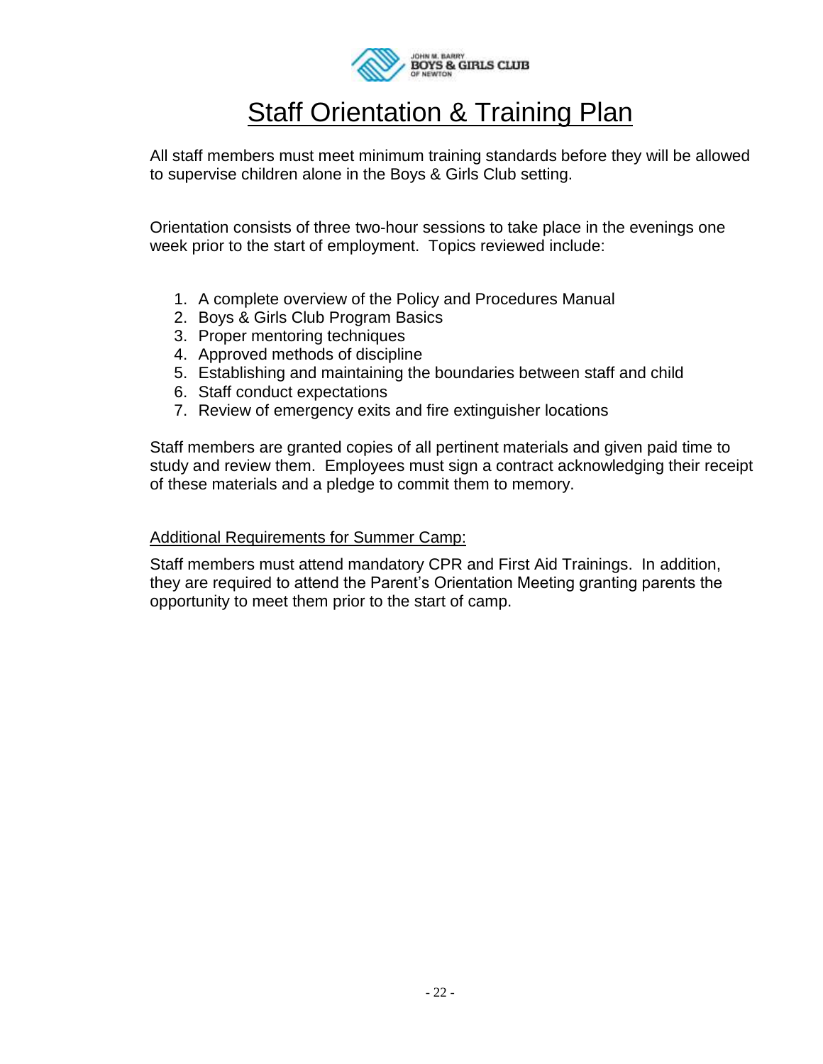# Staff Orientation & Training Plan

All staff members must meet minimum training standards before they will be allowed to supervise children alone in the Boys & Girls Club setting.

Orientation consists of three two-hour sessions to take place in the evenings one week prior to the start of employment. Topics reviewed include:

1. A complete overview of the Policy and Procedures Manual
2. Boys & Girls Club Program Basics
3. Proper mentoring techniques
4. Approved methods of discipline
5. Establishing and maintaining the boundaries between staff and child
6. Staff conduct expectations
7. Review of emergency exits and fire extinguisher locations

Staff members are granted copies of all pertinent materials and given paid time to study and review them. Employees must sign a contract acknowledging their receipt of these materials and a pledge to commit them to memory.

Additional Requirements for Summer Camp:

Staff members must attend mandatory CPR and First Aid Trainings. In addition, they are required to attend the Parent's Orientation Meeting granting parents the opportunity to meet them prior to the start of camp.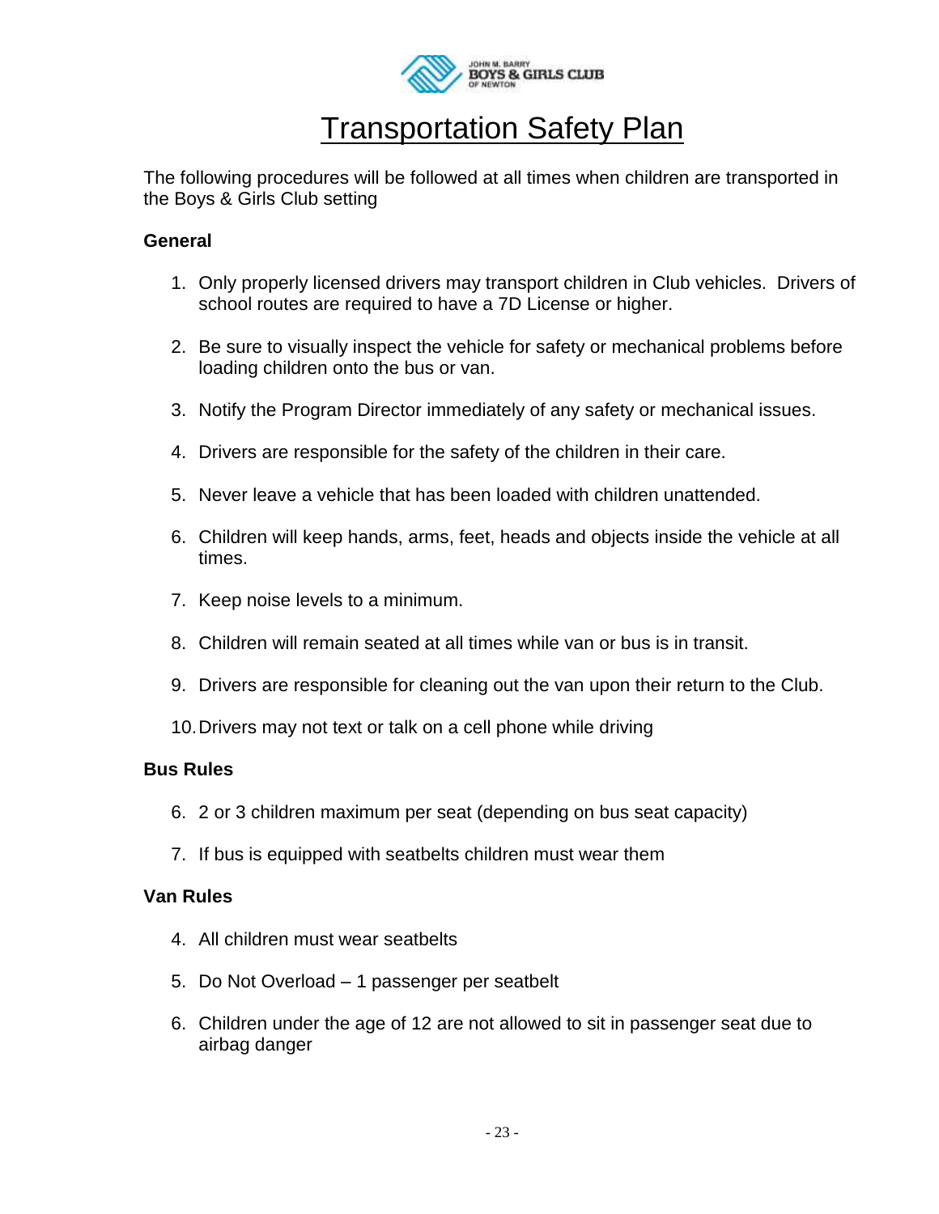JOHN M. BARRY BOYS & GIRLS CLUB OF NEWTON

# Transportation Safety Plan

The following procedures will be followed at all times when children are transported in the Boys & Girls Club setting

### General

1. Only properly licensed drivers may transport children in Club vehicles. Drivers of school routes are required to have a 7D License or higher.

2. Be sure to visually inspect the vehicle for safety or mechanical problems before loading children onto the bus or van.

3. Notify the Program Director immediately of any safety or mechanical issues.

4. Drivers are responsible for the safety of the children in their care.

5. Never leave a vehicle that has been loaded with children unattended.

6. Children will keep hands, arms, feet, heads and objects inside the vehicle at all times.

7. Keep noise levels to a minimum.

8. Children will remain seated at all times while van or bus is in transit.

9. Drivers are responsible for cleaning out the van upon their return to the Club.

10. Drivers may not text or talk on a cell phone while driving

### Bus Rules

6. 2 or 3 children maximum per seat (depending on bus seat capacity)

7. If bus is equipped with seatbelts children must wear them

### Van Rules

4. All children must wear seatbelts

5. Do Not Overload – 1 passenger per seatbelt

6. Children under the age of 12 are not allowed to sit in passenger seat due to airbag danger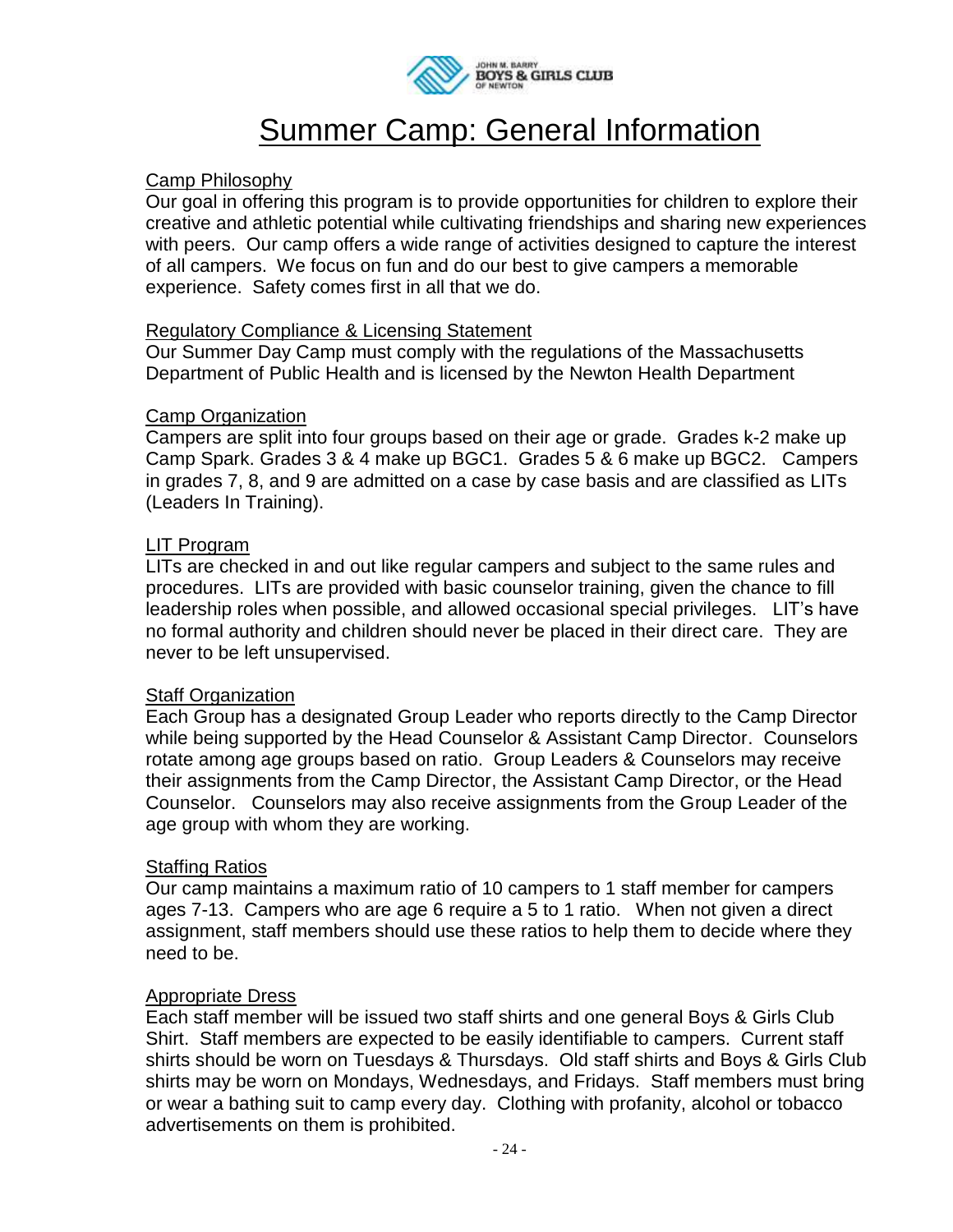# Summer Camp: General Information

## Camp Philosophy

Our goal in offering this program is to provide opportunities for children to explore their creative and athletic potential while cultivating friendships and sharing new experiences with peers. Our camp offers a wide range of activities designed to capture the interest of all campers. We focus on fun and do our best to give campers a memorable experience. Safety comes first in all that we do.

## Regulatory Compliance & Licensing Statement

Our Summer Day Camp must comply with the regulations of the Massachusetts Department of Public Health and is licensed by the Newton Health Department

## Camp Organization

Campers are split into four groups based on their age or grade. Grades k-2 make up Camp Spark. Grades 3 & 4 make up BGC1. Grades 5 & 6 make up BGC2. Campers in grades 7, 8, and 9 are admitted on a case by case basis and are classified as LITs (Leaders In Training).

## LIT Program

LITs are checked in and out like regular campers and subject to the same rules and procedures. LITs are provided with basic counselor training, given the chance to fill leadership roles when possible, and allowed occasional special privileges. LIT's have no formal authority and children should never be placed in their direct care. They are never to be left unsupervised.

## Staff Organization

Each Group has a designated Group Leader who reports directly to the Camp Director while being supported by the Head Counselor & Assistant Camp Director. Counselors rotate among age groups based on ratio. Group Leaders & Counselors may receive their assignments from the Camp Director, the Assistant Camp Director, or the Head Counselor. Counselors may also receive assignments from the Group Leader of the age group with whom they are working.

## Staffing Ratios

Our camp maintains a maximum ratio of 10 campers to 1 staff member for campers ages 7-13. Campers who are age 6 require a 5 to 1 ratio. When not given a direct assignment, staff members should use these ratios to help them to decide where they need to be.

## Appropriate Dress

Each staff member will be issued two staff shirts and one general Boys & Girls Club Shirt. Staff members are expected to be easily identifiable to campers. Current staff shirts should be worn on Tuesdays & Thursdays. Old staff shirts and Boys & Girls Club shirts may be worn on Mondays, Wednesdays, and Fridays. Staff members must bring or wear a bathing suit to camp every day. Clothing with profanity, alcohol or tobacco advertisements on them is prohibited.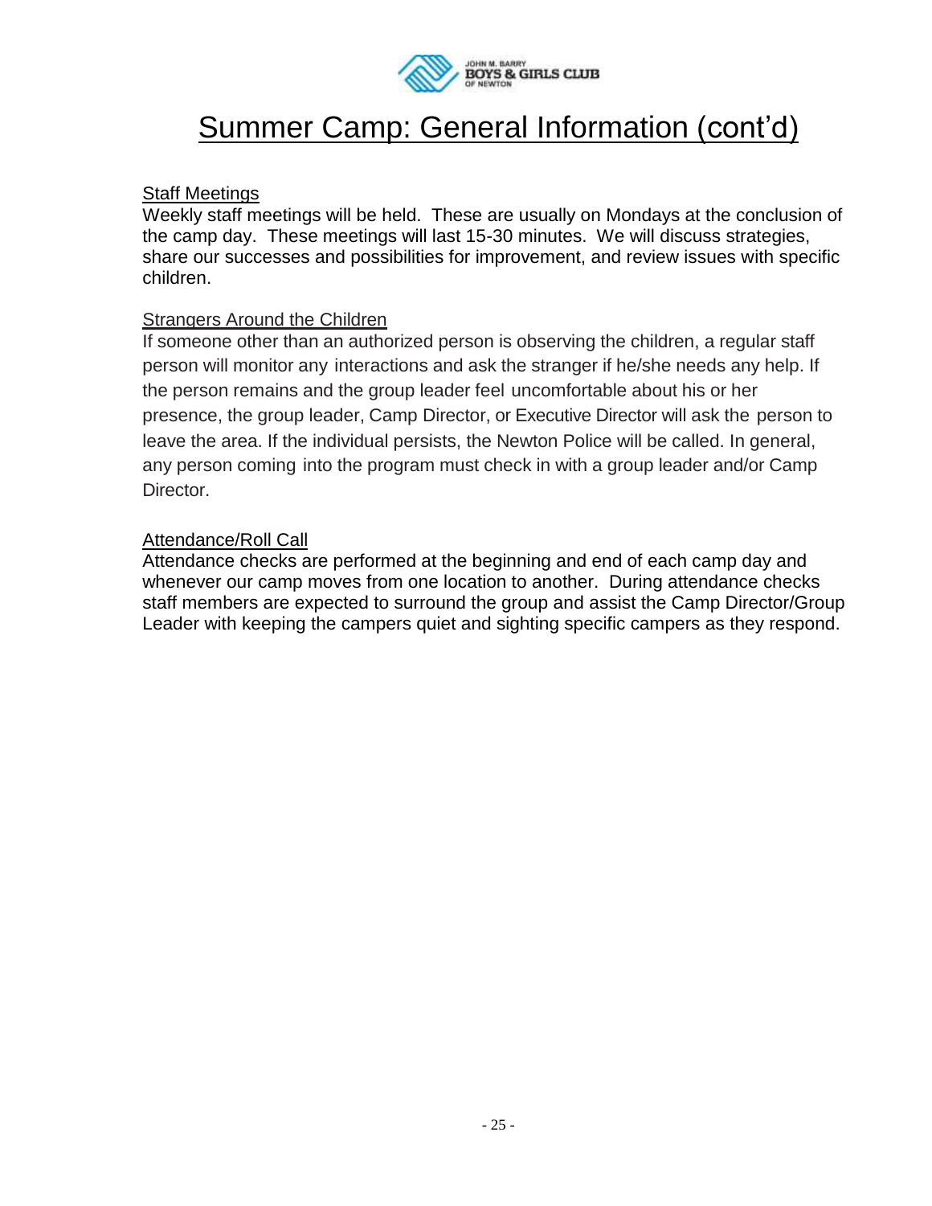# Summer Camp: General Information (cont'd)

## Staff Meetings

Weekly staff meetings will be held. These are usually on Mondays at the conclusion of the camp day. These meetings will last 15-30 minutes. We will discuss strategies, share our successes and possibilities for improvement, and review issues with specific children.

## Strangers Around the Children

If someone other than an authorized person is observing the children, a regular staff person will monitor any interactions and ask the stranger if he/she needs any help. If the person remains and the group leader feel uncomfortable about his or her presence, the group leader, Camp Director, or Executive Director will ask the person to leave the area. If the individual persists, the Newton Police will be called. In general, any person coming into the program must check in with a group leader and/or Camp Director.

## Attendance/Roll Call

Attendance checks are performed at the beginning and end of each camp day and whenever our camp moves from one location to another. During attendance checks staff members are expected to surround the group and assist the Camp Director/Group Leader with keeping the campers quiet and sighting specific campers as they respond.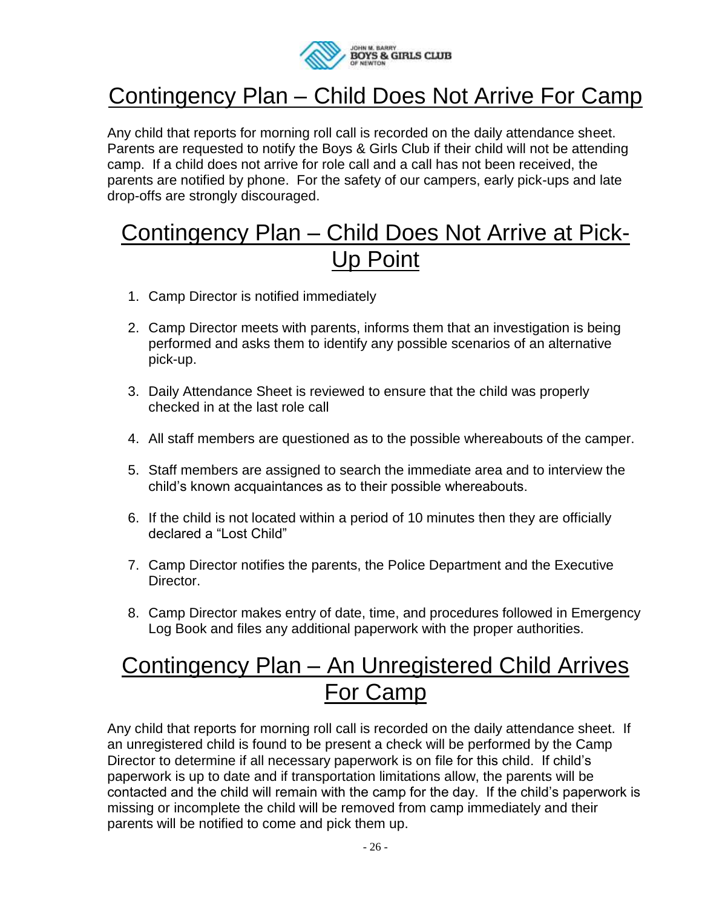# Contingency Plan – Child Does Not Arrive For Camp

Any child that reports for morning roll call is recorded on the daily attendance sheet. Parents are requested to notify the Boys & Girls Club if their child will not be attending camp. If a child does not arrive for role call and a call has not been received, the parents are notified by phone. For the safety of our campers, early pick-ups and late drop-offs are strongly discouraged.

# Contingency Plan – Child Does Not Arrive at Pick-Up Point

1. Camp Director is notified immediately
2. Camp Director meets with parents, informs them that an investigation is being performed and asks them to identify any possible scenarios of an alternative pick-up.
3. Daily Attendance Sheet is reviewed to ensure that the child was properly checked in at the last role call
4. All staff members are questioned as to the possible whereabouts of the camper.
5. Staff members are assigned to search the immediate area and to interview the child's known acquaintances as to their possible whereabouts.
6. If the child is not located within a period of 10 minutes then they are officially declared a "Lost Child"
7. Camp Director notifies the parents, the Police Department and the Executive Director.
8. Camp Director makes entry of date, time, and procedures followed in Emergency Log Book and files any additional paperwork with the proper authorities.

# Contingency Plan – An Unregistered Child Arrives For Camp

Any child that reports for morning roll call is recorded on the daily attendance sheet. If an unregistered child is found to be present a check will be performed by the Camp Director to determine if all necessary paperwork is on file for this child. If child's paperwork is up to date and if transportation limitations allow, the parents will be contacted and the child will remain with the camp for the day. If the child's paperwork is missing or incomplete the child will be removed from camp immediately and their parents will be notified to come and pick them up.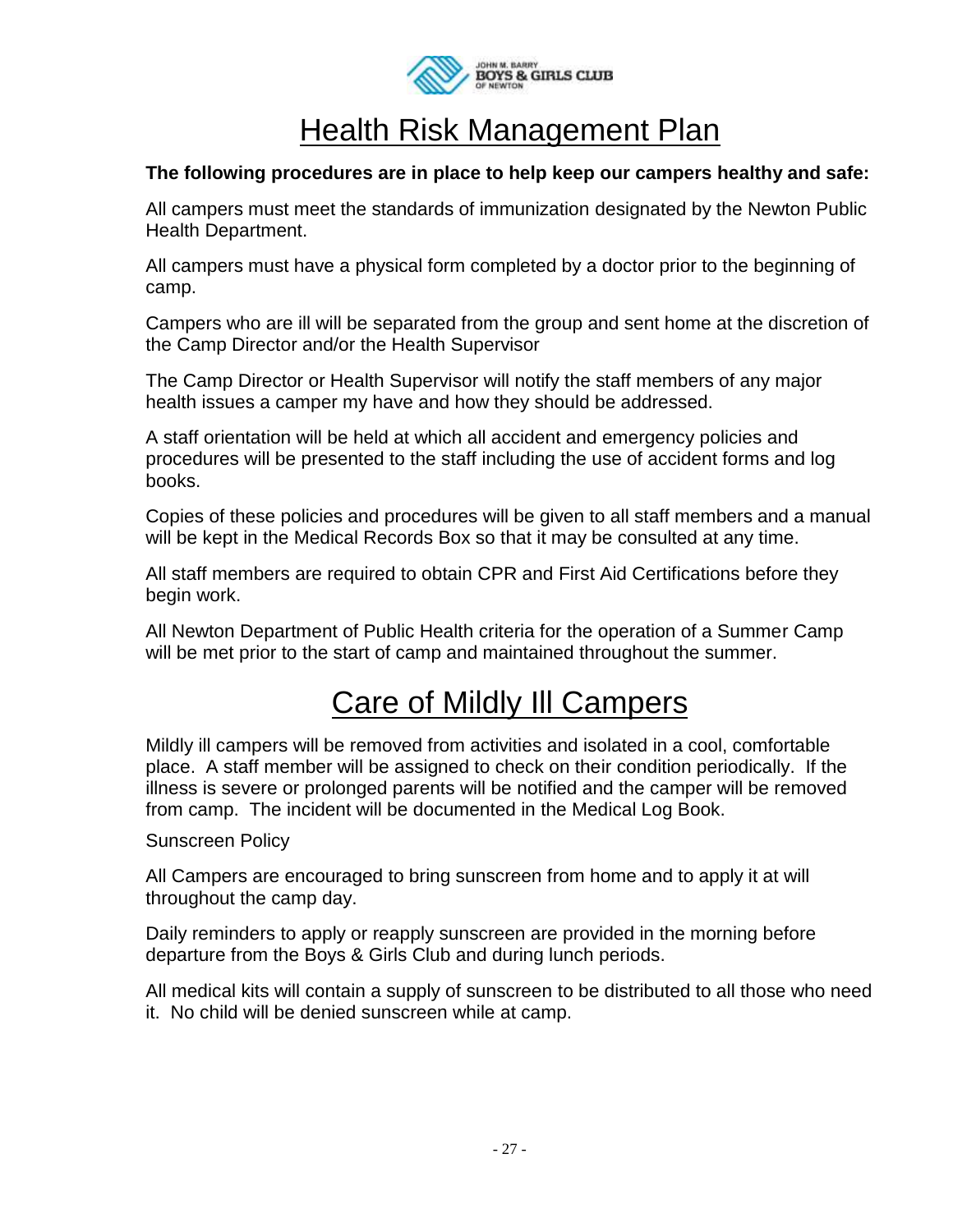# Health Risk Management Plan

**The following procedures are in place to help keep our campers healthy and safe:**

All campers must meet the standards of immunization designated by the Newton Public Health Department.

All campers must have a physical form completed by a doctor prior to the beginning of camp.

Campers who are ill will be separated from the group and sent home at the discretion of the Camp Director and/or the Health Supervisor

The Camp Director or Health Supervisor will notify the staff members of any major health issues a camper my have and how they should be addressed.

A staff orientation will be held at which all accident and emergency policies and procedures will be presented to the staff including the use of accident forms and log books.

Copies of these policies and procedures will be given to all staff members and a manual will be kept in the Medical Records Box so that it may be consulted at any time.

All staff members are required to obtain CPR and First Aid Certifications before they begin work.

All Newton Department of Public Health criteria for the operation of a Summer Camp will be met prior to the start of camp and maintained throughout the summer.

# Care of Mildly Ill Campers

Mildly ill campers will be removed from activities and isolated in a cool, comfortable place. A staff member will be assigned to check on their condition periodically. If the illness is severe or prolonged parents will be notified and the camper will be removed from camp. The incident will be documented in the Medical Log Book.

Sunscreen Policy

All Campers are encouraged to bring sunscreen from home and to apply it at will throughout the camp day.

Daily reminders to apply or reapply sunscreen are provided in the morning before departure from the Boys & Girls Club and during lunch periods.

All medical kits will contain a supply of sunscreen to be distributed to all those who need it. No child will be denied sunscreen while at camp.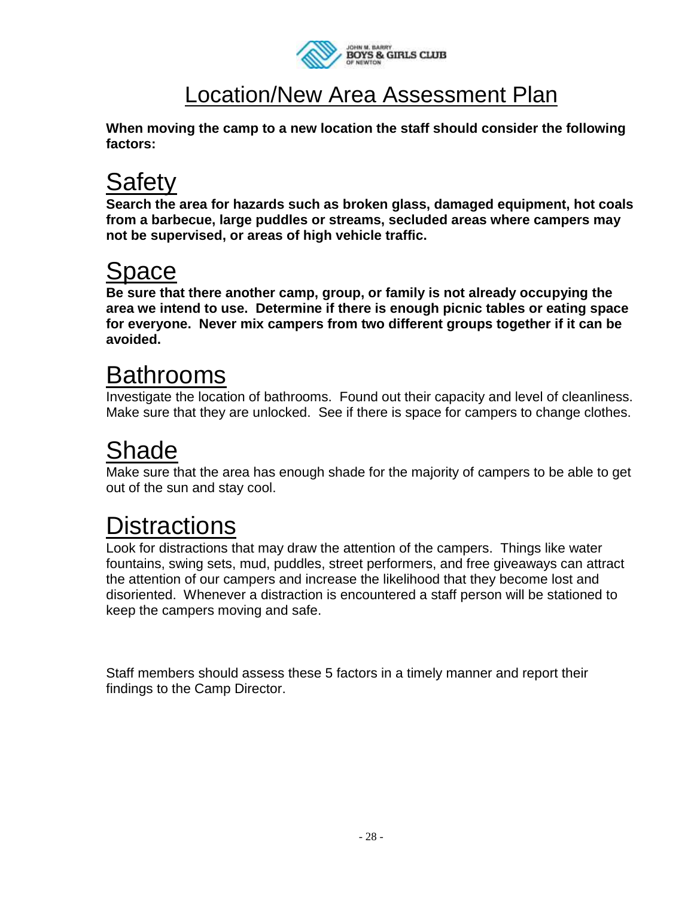# Location/New Area Assessment Plan

**When moving the camp to a new location the staff should consider the following factors:**

## Safety

**Search the area for hazards such as broken glass, damaged equipment, hot coals from a barbecue, large puddles or streams, secluded areas where campers may not be supervised, or areas of high vehicle traffic.**

## Space

**Be sure that there another camp, group, or family is not already occupying the area we intend to use. Determine if there is enough picnic tables or eating space for everyone. Never mix campers from two different groups together if it can be avoided.**

## Bathrooms

Investigate the location of bathrooms. Found out their capacity and level of cleanliness. Make sure that they are unlocked. See if there is space for campers to change clothes.

## Shade

Make sure that the area has enough shade for the majority of campers to be able to get out of the sun and stay cool.

## Distractions

Look for distractions that may draw the attention of the campers. Things like water fountains, swing sets, mud, puddles, street performers, and free giveaways can attract the attention of our campers and increase the likelihood that they become lost and disoriented. Whenever a distraction is encountered a staff person will be stationed to keep the campers moving and safe.

Staff members should assess these 5 factors in a timely manner and report their findings to the Camp Director.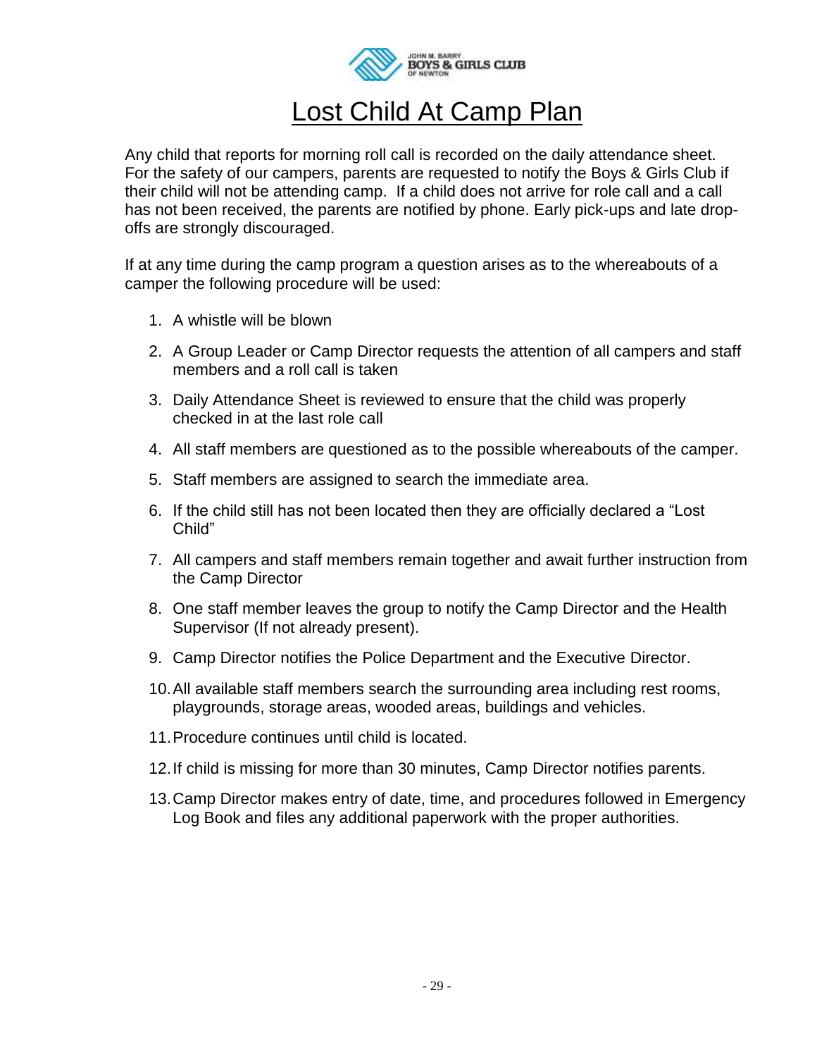JOHN M. BARRY
BOYS & GIRLS CLUB
OF NEWTON

# Lost Child At Camp Plan

Any child that reports for morning roll call is recorded on the daily attendance sheet. For the safety of our campers, parents are requested to notify the Boys & Girls Club if their child will not be attending camp. If a child does not arrive for role call and a call has not been received, the parents are notified by phone. Early pick-ups and late drop-offs are strongly discouraged.

If at any time during the camp program a question arises as to the whereabouts of a camper the following procedure will be used:

1. A whistle will be blown
2. A Group Leader or Camp Director requests the attention of all campers and staff members and a roll call is taken
3. Daily Attendance Sheet is reviewed to ensure that the child was properly checked in at the last role call
4. All staff members are questioned as to the possible whereabouts of the camper.
5. Staff members are assigned to search the immediate area.
6. If the child still has not been located then they are officially declared a "Lost Child"
7. All campers and staff members remain together and await further instruction from the Camp Director
8. One staff member leaves the group to notify the Camp Director and the Health Supervisor (If not already present).
9. Camp Director notifies the Police Department and the Executive Director.
10. All available staff members search the surrounding area including rest rooms, playgrounds, storage areas, wooded areas, buildings and vehicles.
11. Procedure continues until child is located.
12. If child is missing for more than 30 minutes, Camp Director notifies parents.
13. Camp Director makes entry of date, time, and procedures followed in Emergency Log Book and files any additional paperwork with the proper authorities.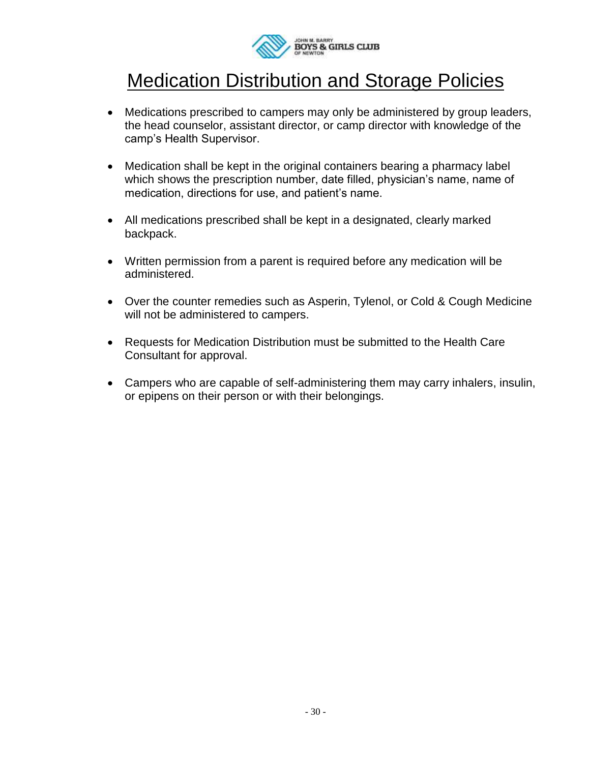# Medication Distribution and Storage Policies

- Medications prescribed to campers may only be administered by group leaders, the head counselor, assistant director, or camp director with knowledge of the camp's Health Supervisor.
- Medication shall be kept in the original containers bearing a pharmacy label which shows the prescription number, date filled, physician's name, name of medication, directions for use, and patient's name.
- All medications prescribed shall be kept in a designated, clearly marked backpack.
- Written permission from a parent is required before any medication will be administered.
- Over the counter remedies such as Asperin, Tylenol, or Cold & Cough Medicine will not be administered to campers.
- Requests for Medication Distribution must be submitted to the Health Care Consultant for approval.
- Campers who are capable of self-administering them may carry inhalers, insulin, or epipens on their person or with their belongings.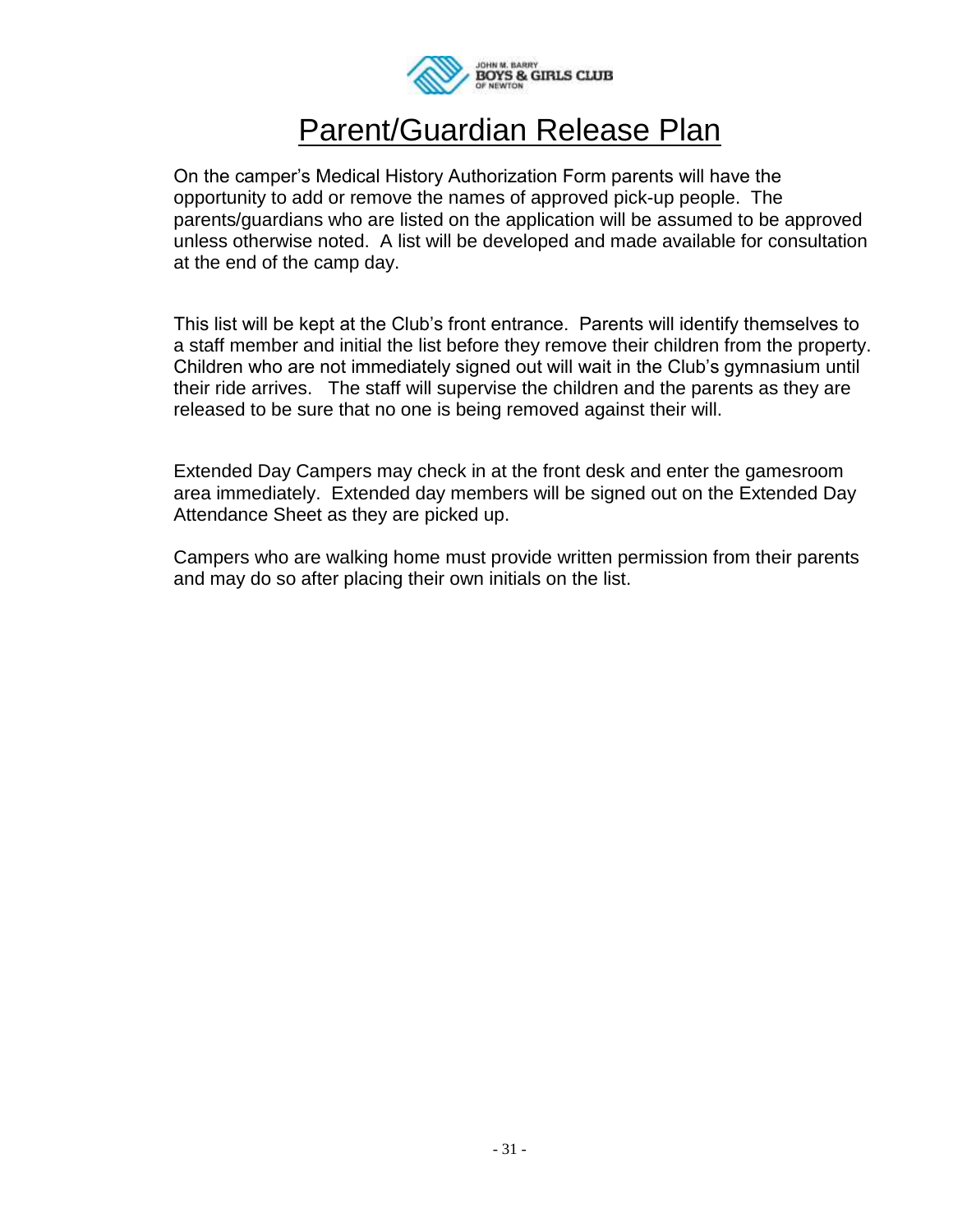# Parent/Guardian Release Plan

On the camper's Medical History Authorization Form parents will have the opportunity to add or remove the names of approved pick-up people. The parents/guardians who are listed on the application will be assumed to be approved unless otherwise noted. A list will be developed and made available for consultation at the end of the camp day.

This list will be kept at the Club's front entrance. Parents will identify themselves to a staff member and initial the list before they remove their children from the property. Children who are not immediately signed out will wait in the Club's gymnasium until their ride arrives. The staff will supervise the children and the parents as they are released to be sure that no one is being removed against their will.

Extended Day Campers may check in at the front desk and enter the gamesroom area immediately. Extended day members will be signed out on the Extended Day Attendance Sheet as they are picked up.

Campers who are walking home must provide written permission from their parents and may do so after placing their own initials on the list.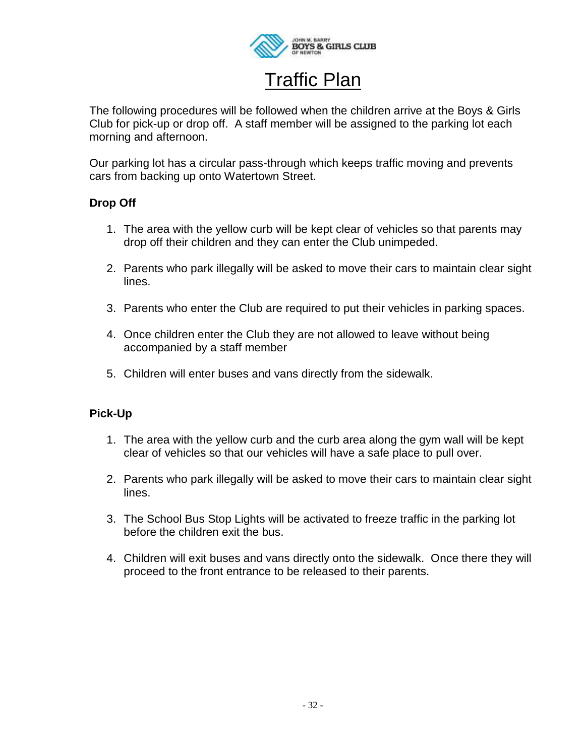# Traffic Plan

The following procedures will be followed when the children arrive at the Boys & Girls Club for pick-up or drop off. A staff member will be assigned to the parking lot each morning and afternoon.

Our parking lot has a circular pass-through which keeps traffic moving and prevents cars from backing up onto Watertown Street.

**Drop Off**

1. The area with the yellow curb will be kept clear of vehicles so that parents may drop off their children and they can enter the Club unimpeded.
2. Parents who park illegally will be asked to move their cars to maintain clear sight lines.
3. Parents who enter the Club are required to put their vehicles in parking spaces.
4. Once children enter the Club they are not allowed to leave without being accompanied by a staff member
5. Children will enter buses and vans directly from the sidewalk.

**Pick-Up**

1. The area with the yellow curb and the curb area along the gym wall will be kept clear of vehicles so that our vehicles will have a safe place to pull over.
2. Parents who park illegally will be asked to move their cars to maintain clear sight lines.
3. The School Bus Stop Lights will be activated to freeze traffic in the parking lot before the children exit the bus.
4. Children will exit buses and vans directly onto the sidewalk. Once there they will proceed to the front entrance to be released to their parents.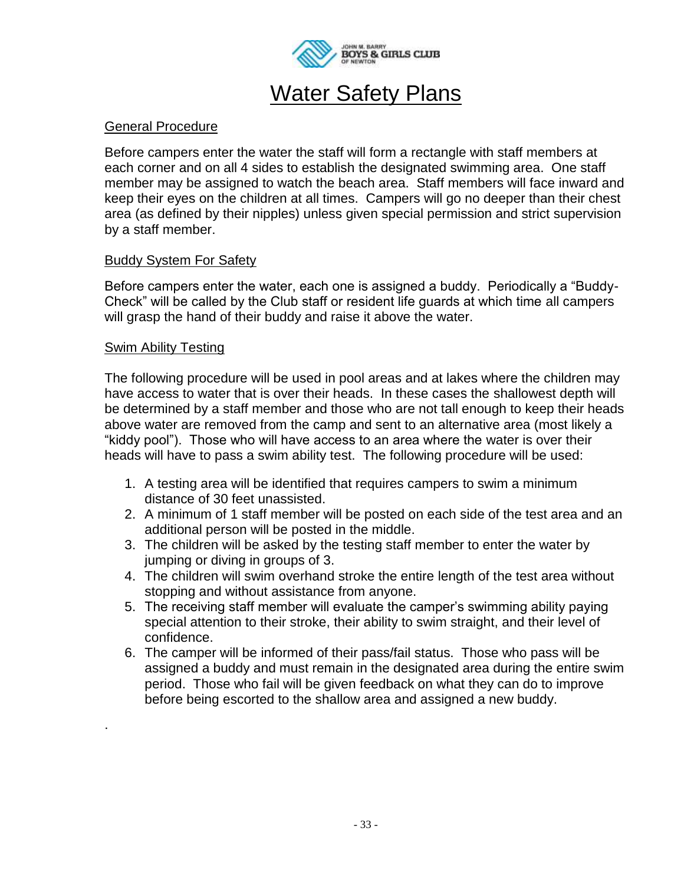# Water Safety Plans

## General Procedure

Before campers enter the water the staff will form a rectangle with staff members at each corner and on all 4 sides to establish the designated swimming area. One staff member may be assigned to watch the beach area. Staff members will face inward and keep their eyes on the children at all times. Campers will go no deeper than their chest area (as defined by their nipples) unless given special permission and strict supervision by a staff member.

## Buddy System For Safety

Before campers enter the water, each one is assigned a buddy. Periodically a "Buddy-Check" will be called by the Club staff or resident life guards at which time all campers will grasp the hand of their buddy and raise it above the water.

## Swim Ability Testing

The following procedure will be used in pool areas and at lakes where the children may have access to water that is over their heads. In these cases the shallowest depth will be determined by a staff member and those who are not tall enough to keep their heads above water are removed from the camp and sent to an alternative area (most likely a "kiddy pool"). Those who will have access to an area where the water is over their heads will have to pass a swim ability test. The following procedure will be used:

1. A testing area will be identified that requires campers to swim a minimum distance of 30 feet unassisted.
2. A minimum of 1 staff member will be posted on each side of the test area and an additional person will be posted in the middle.
3. The children will be asked by the testing staff member to enter the water by jumping or diving in groups of 3.
4. The children will swim overhand stroke the entire length of the test area without stopping and without assistance from anyone.
5. The receiving staff member will evaluate the camper's swimming ability paying special attention to their stroke, their ability to swim straight, and their level of confidence.
6. The camper will be informed of their pass/fail status. Those who pass will be assigned a buddy and must remain in the designated area during the entire swim period. Those who fail will be given feedback on what they can do to improve before being escorted to the shallow area and assigned a new buddy.

.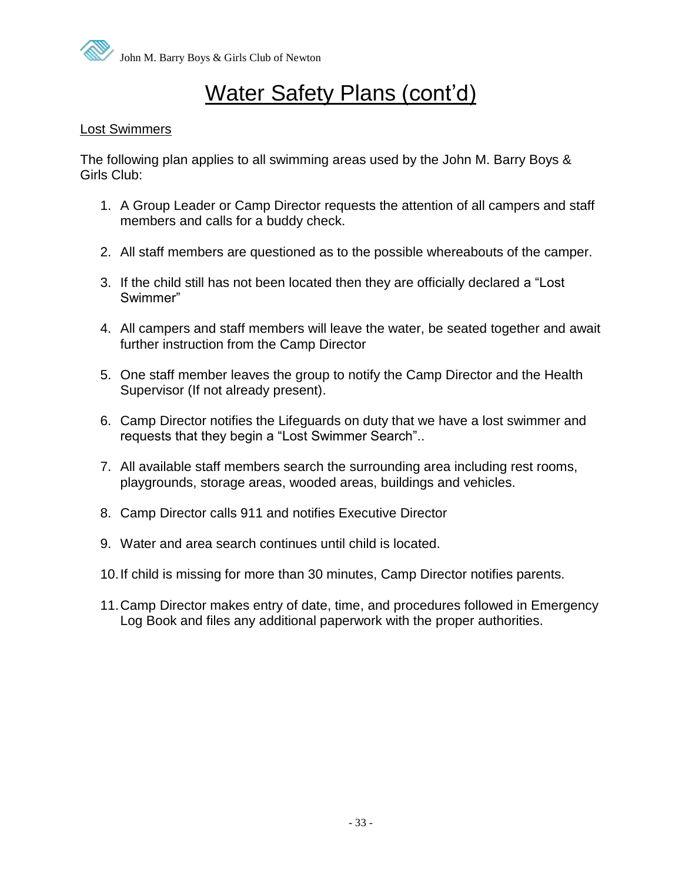# Water Safety Plans (cont'd)

## Lost Swimmers

The following plan applies to all swimming areas used by the John M. Barry Boys & Girls Club:

1. A Group Leader or Camp Director requests the attention of all campers and staff members and calls for a buddy check.

2. All staff members are questioned as to the possible whereabouts of the camper.

3. If the child still has not been located then they are officially declared a "Lost Swimmer"

4. All campers and staff members will leave the water, be seated together and await further instruction from the Camp Director

5. One staff member leaves the group to notify the Camp Director and the Health Supervisor (If not already present).

6. Camp Director notifies the Lifeguards on duty that we have a lost swimmer and requests that they begin a "Lost Swimmer Search"..

7. All available staff members search the surrounding area including rest rooms, playgrounds, storage areas, wooded areas, buildings and vehicles.

8. Camp Director calls 911 and notifies Executive Director

9. Water and area search continues until child is located.

10. If child is missing for more than 30 minutes, Camp Director notifies parents.

11. Camp Director makes entry of date, time, and procedures followed in Emergency Log Book and files any additional paperwork with the proper authorities.